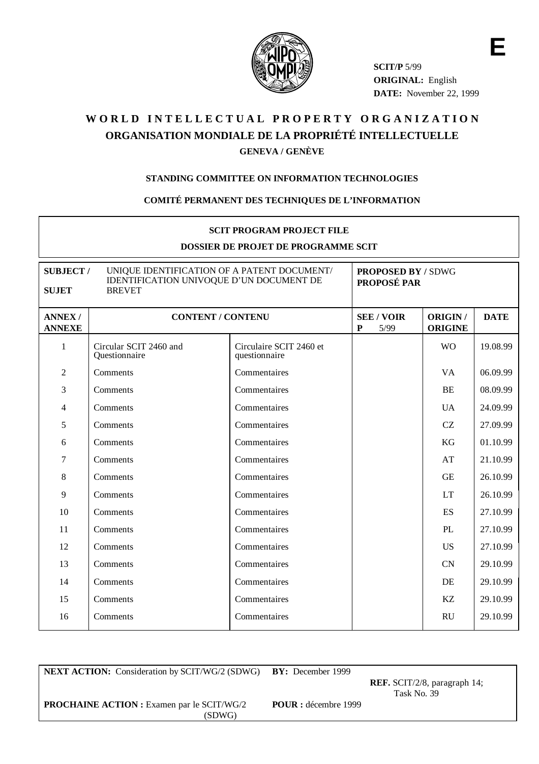E

**SCIT/P** 5/99
**ORIGINAL:** English
**DATE:** November 22, 1999

# WORLD INTELLECTUAL PROPERTY ORGANIZATION

## ORGANISATION MONDIALE DE LA PROPRIÉTÉ INTELLECTUELLE

**GENEVA / GENÈVE**

**STANDING COMMITTEE ON INFORMATION TECHNOLOGIES**

**COMITÉ PERMANENT DES TECHNIQUES DE L'INFORMATION**

**SCIT PROGRAM PROJECT FILE**

**DOSSIER DE PROJET DE PROGRAMME SCIT**

| **SUBJECT / SUJET** | UNIQUE IDENTIFICATION OF A PATENT DOCUMENT/ IDENTIFICATION UNIVOQUE D'UN DOCUMENT DE BREVET | | **PROPOSED BY / PROPOSÉ PAR** SDWG | | |
|---|---|---|---|---|---|
| **ANNEX / ANNEXE** | **CONTENT / CONTENU** | | **SEE / VOIR P** 5/99 | **ORIGIN / ORIGINE** | **DATE** |
| 1 | Circular SCIT 2460 and Questionnaire | Circulaire SCIT 2460 et questionnaire | | WO | 19.08.99 |
| 2 | Comments | Commentaires | | VA | 06.09.99 |
| 3 | Comments | Commentaires | | BE | 08.09.99 |
| 4 | Comments | Commentaires | | UA | 24.09.99 |
| 5 | Comments | Commentaires | | CZ | 27.09.99 |
| 6 | Comments | Commentaires | | KG | 01.10.99 |
| 7 | Comments | Commentaires | | AT | 21.10.99 |
| 8 | Comments | Commentaires | | GE | 26.10.99 |
| 9 | Comments | Commentaires | | LT | 26.10.99 |
| 10 | Comments | Commentaires | | ES | 27.10.99 |
| 11 | Comments | Commentaires | | PL | 27.10.99 |
| 12 | Comments | Commentaires | | US | 27.10.99 |
| 13 | Comments | Commentaires | | CN | 29.10.99 |
| 14 | Comments | Commentaires | | DE | 29.10.99 |
| 15 | Comments | Commentaires | | KZ | 29.10.99 |
| 16 | Comments | Commentaires | | RU | 29.10.99 |

**NEXT ACTION:** Consideration by SCIT/WG/2 (SDWG) **BY:** December 1999

**REF.** SCIT/2/8, paragraph 14; Task No. 39

**PROCHAINE ACTION :** Examen par le SCIT/WG/2 (SDWG) **POUR :** décembre 1999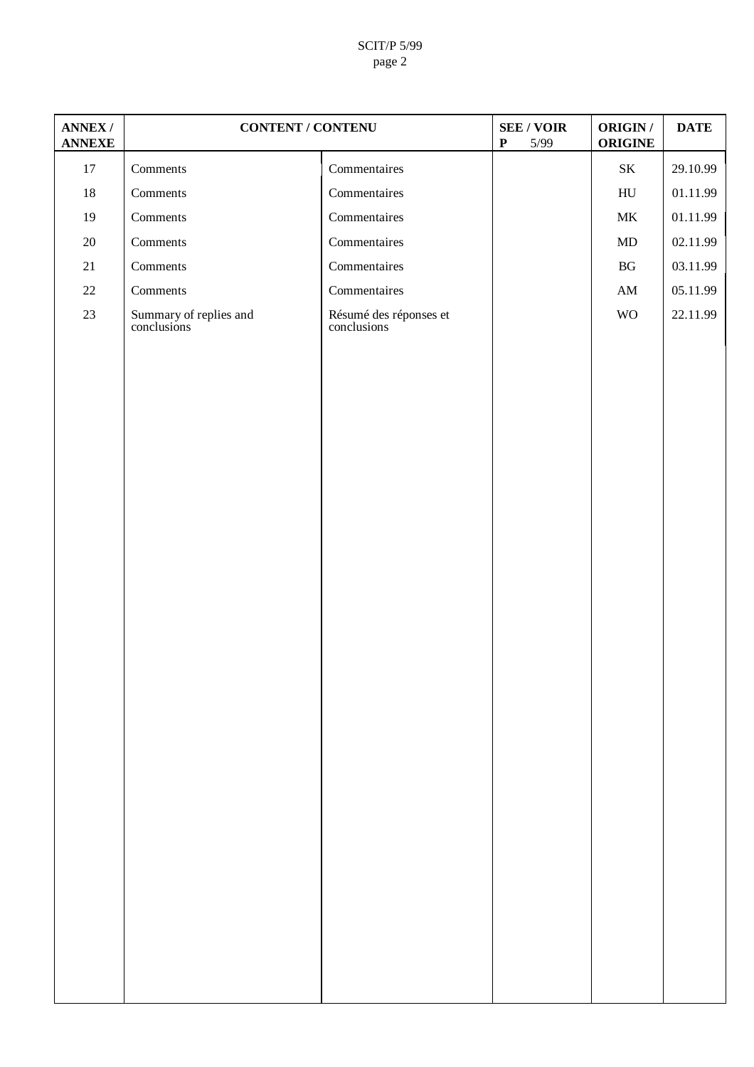| ANNEX / ANNEXE | CONTENT / CONTENU | | SEE / VOIR P 5/99 | ORIGIN / ORIGINE | DATE |
|---|---|---|---|---|---|
| 17 | Comments | Commentaires | | SK | 29.10.99 |
| 18 | Comments | Commentaires | | HU | 01.11.99 |
| 19 | Comments | Commentaires | | MK | 01.11.99 |
| 20 | Comments | Commentaires | | MD | 02.11.99 |
| 21 | Comments | Commentaires | | BG | 03.11.99 |
| 22 | Comments | Commentaires | | AM | 05.11.99 |
| 23 | Summary of replies and conclusions | Résumé des réponses et conclusions | | WO | 22.11.99 |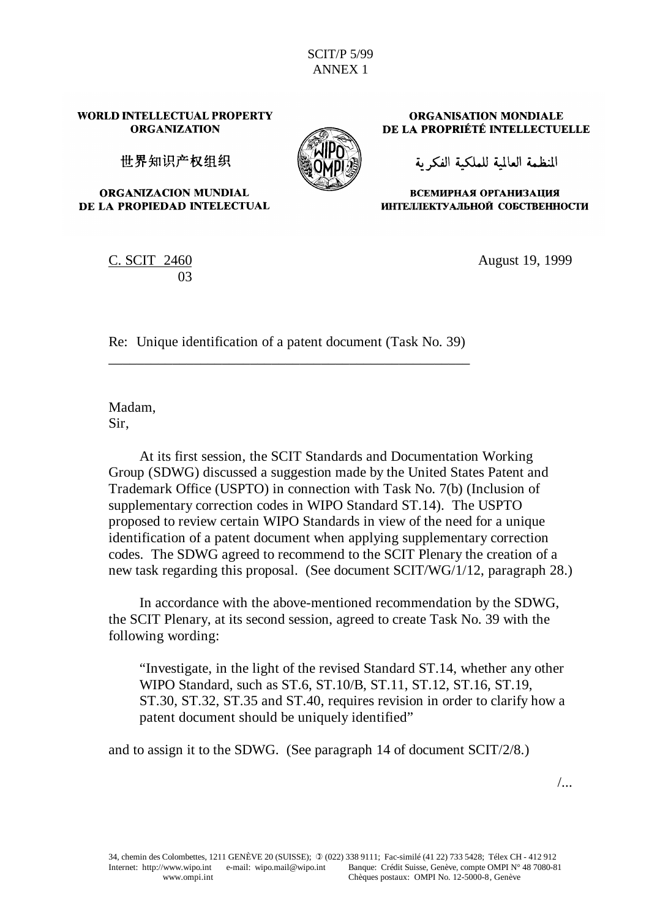SCIT/P 5/99
ANNEX 1

**WORLD INTELLECTUAL PROPERTY ORGANIZATION**

世界知识产权组织

**ORGANIZACION MUNDIAL DE LA PROPIEDAD INTELECTUAL**

**ORGANISATION MONDIALE DE LA PROPRIÉTÉ INTELLECTUELLE**

المنظمة العالمية للملكية الفكرية

**ВСЕМИРНАЯ ОРГАНИЗАЦИЯ ИНТЕЛЛЕКТУАЛЬНОЙ СОБСТВЕННОСТИ**

C. SCIT 2460
03

August 19, 1999

Re: Unique identification of a patent document (Task No. 39)

Madam,
Sir,

At its first session, the SCIT Standards and Documentation Working Group (SDWG) discussed a suggestion made by the United States Patent and Trademark Office (USPTO) in connection with Task No. 7(b) (Inclusion of supplementary correction codes in WIPO Standard ST.14). The USPTO proposed to review certain WIPO Standards in view of the need for a unique identification of a patent document when applying supplementary correction codes. The SDWG agreed to recommend to the SCIT Plenary the creation of a new task regarding this proposal. (See document SCIT/WG/1/12, paragraph 28.)

In accordance with the above-mentioned recommendation by the SDWG, the SCIT Plenary, at its second session, agreed to create Task No. 39 with the following wording:

> "Investigate, in the light of the revised Standard ST.14, whether any other WIPO Standard, such as ST.6, ST.10/B, ST.11, ST.12, ST.16, ST.19, ST.30, ST.32, ST.35 and ST.40, requires revision in order to clarify how a patent document should be uniquely identified"

and to assign it to the SDWG. (See paragraph 14 of document SCIT/2/8.)

/...

34, chemin des Colombettes, 1211 GENÈVE 20 (SUISSE); (022) 338 9111; Fac-similé (41 22) 733 5428; Télex CH - 412 912
Internet: http://www.wipo.int e-mail: wipo.mail@wipo.int Banque: Crédit Suisse, Genève, compte OMPI N° 48 7080-81
www.ompi.int Chèques postaux: OMPI No. 12-5000-8, Genève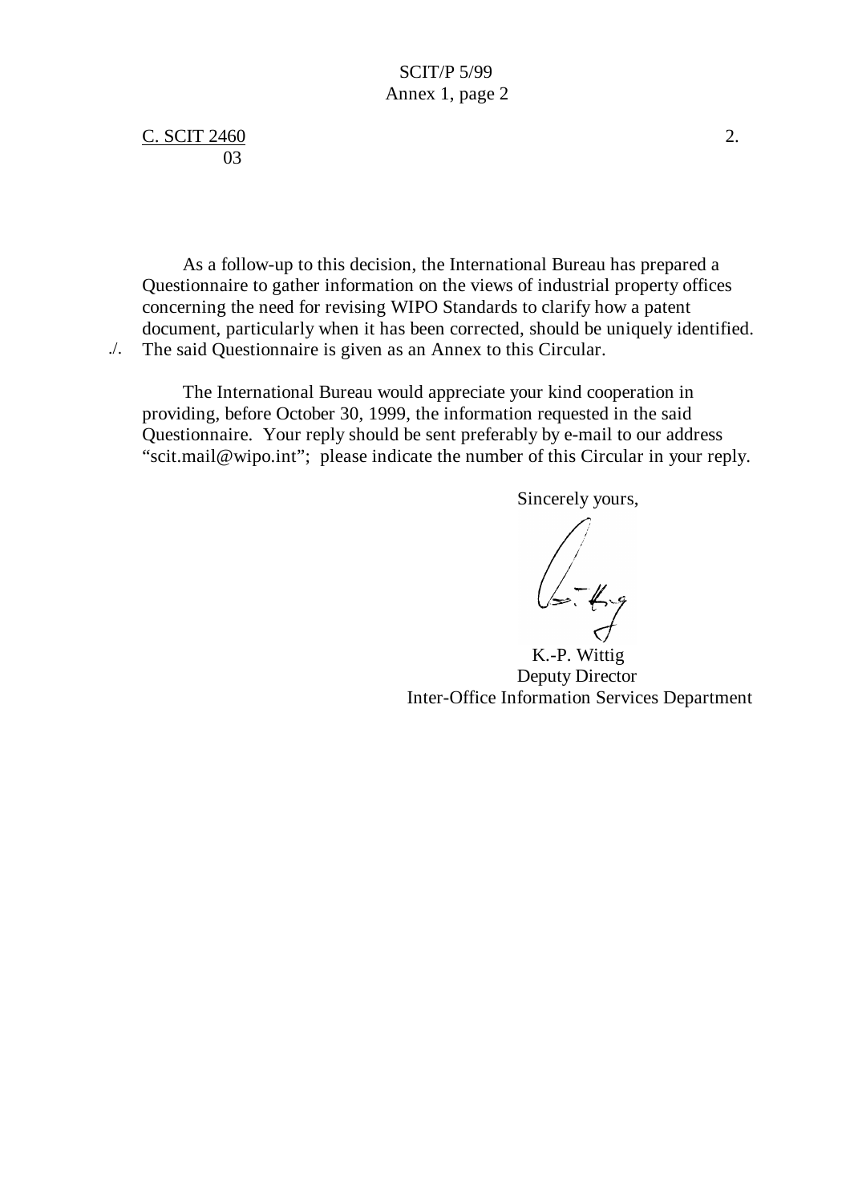C. SCIT 2460
03

As a follow-up to this decision, the International Bureau has prepared a Questionnaire to gather information on the views of industrial property offices concerning the need for revising WIPO Standards to clarify how a patent document, particularly when it has been corrected, should be uniquely identified. The said Questionnaire is given as an Annex to this Circular.

./.

The International Bureau would appreciate your kind cooperation in providing, before October 30, 1999, the information requested in the said Questionnaire. Your reply should be sent preferably by e-mail to our address "scit.mail@wipo.int"; please indicate the number of this Circular in your reply.

Sincerely yours,

K.-P. Wittig
Deputy Director
Inter-Office Information Services Department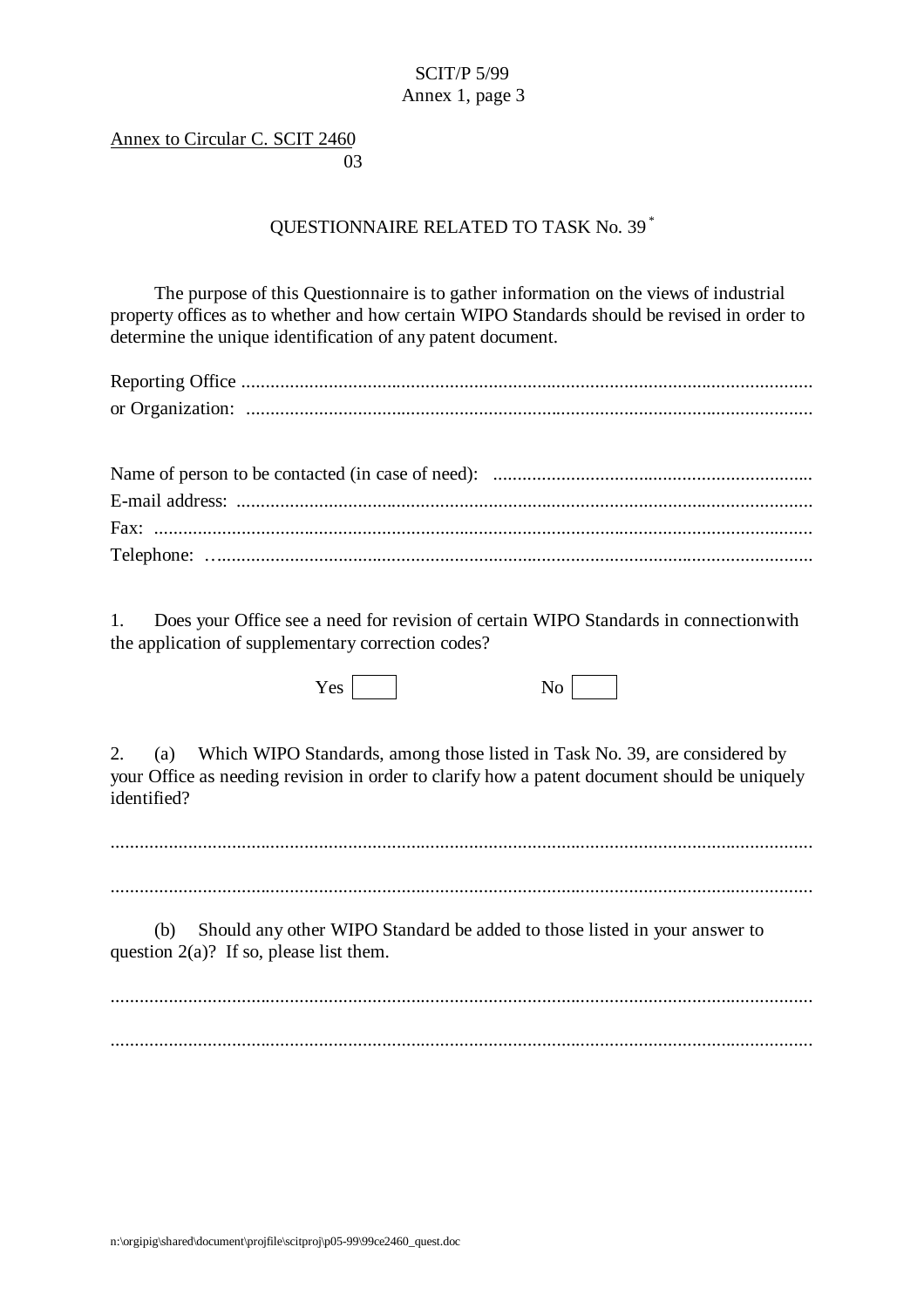Annex to Circular C. SCIT 2460
03

## QUESTIONNAIRE RELATED TO TASK No. 39 *

The purpose of this Questionnaire is to gather information on the views of industrial property offices as to whether and how certain WIPO Standards should be revised in order to determine the unique identification of any patent document.

Reporting Office ......................................................................................................................
or Organization: .....................................................................................................................

Name of person to be contacted (in case of need): .................................................................
E-mail address: .......................................................................................................................
Fax: .........................................................................................................................................
Telephone: …..........................................................................................................................

1. Does your Office see a need for revision of certain WIPO Standards in connectionwith the application of supplementary correction codes?

Yes [ ] No [ ]

2. (a) Which WIPO Standards, among those listed in Task No. 39, are considered by your Office as needing revision in order to clarify how a patent document should be uniquely identified?

..................................................................................................................................................

..................................................................................................................................................

(b) Should any other WIPO Standard be added to those listed in your answer to question 2(a)? If so, please list them.

..................................................................................................................................................

..................................................................................................................................................

n:\orgipig\shared\document\projfile\scitproj\p05-99\99ce2460_quest.doc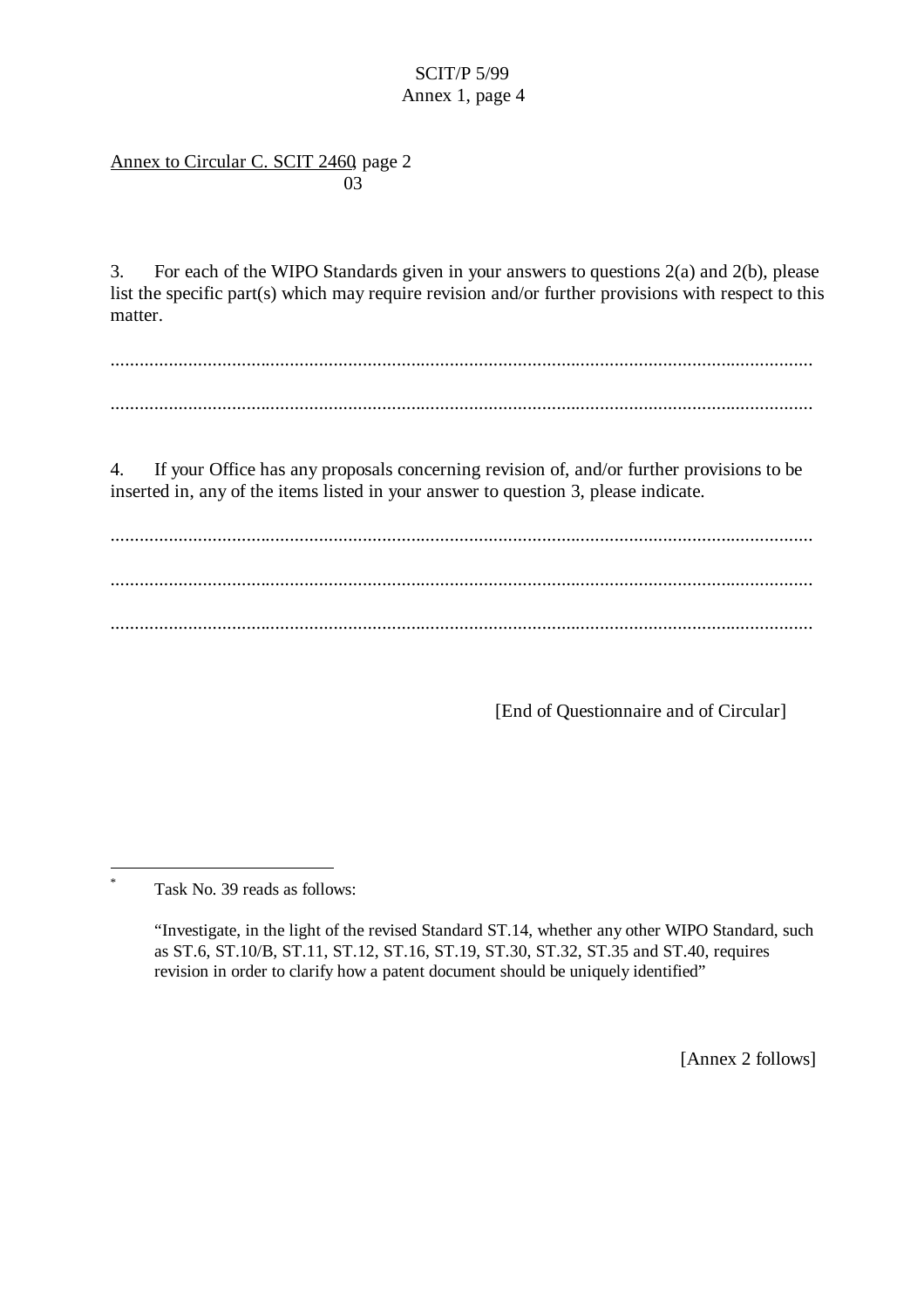Annex to Circular C. SCIT 2460, page 2
03

3. For each of the WIPO Standards given in your answers to questions 2(a) and 2(b), please list the specific part(s) which may require revision and/or further provisions with respect to this matter.

.................................................................................................................................................

.................................................................................................................................................

4. If your Office has any proposals concerning revision of, and/or further provisions to be inserted in, any of the items listed in your answer to question 3, please indicate.

.................................................................................................................................................

.................................................................................................................................................

.................................................................................................................................................

[End of Questionnaire and of Circular]

---

[*] Task No. 39 reads as follows:

"Investigate, in the light of the revised Standard ST.14, whether any other WIPO Standard, such as ST.6, ST.10/B, ST.11, ST.12, ST.16, ST.19, ST.30, ST.32, ST.35 and ST.40, requires revision in order to clarify how a patent document should be uniquely identified"

[Annex 2 follows]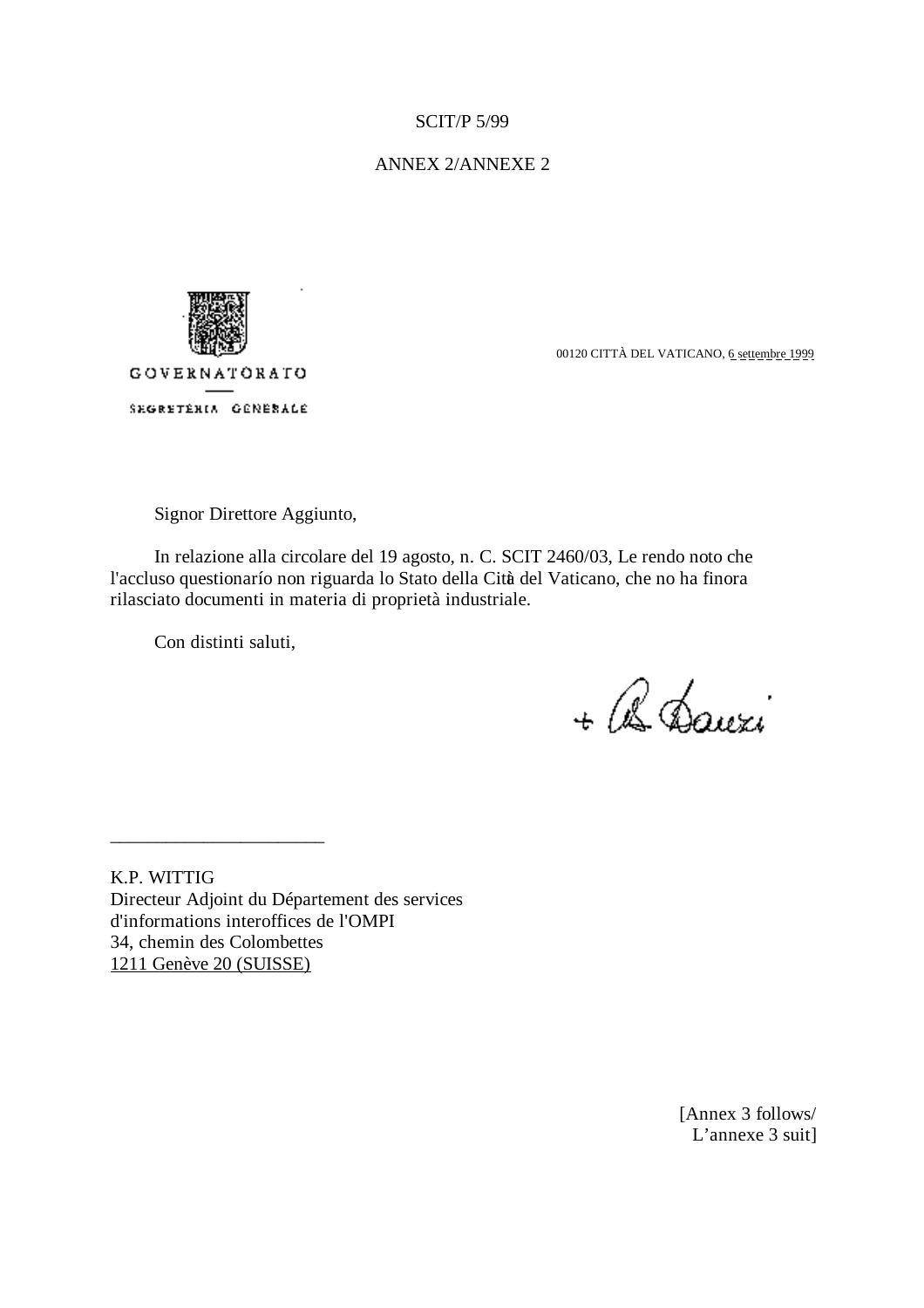SCIT/P 5/99

ANNEX 2/ANNEXE 2

GOVERNATORATO

SEGRETERIA GENERALE

00120 CITTÀ DEL VATICANO, 6 settembre 1999

Signor Direttore Aggiunto,

In relazione alla circolare del 19 agosto, n. C. SCIT 2460/03, Le rendo noto che l'accluso questionarío non riguarda lo Stato della Città del Vaticano, che no ha finora rilasciato documenti in materia di proprietà industriale.

Con distinti saluti,

+ R. Bauzi

---

K.P. WITTIG
Directeur Adjoint du Département des services d'informations interoffices de l'OMPI
34, chemin des Colombettes
1211 Genève 20 (SUISSE)

[Annex 3 follows/
L'annexe 3 suit]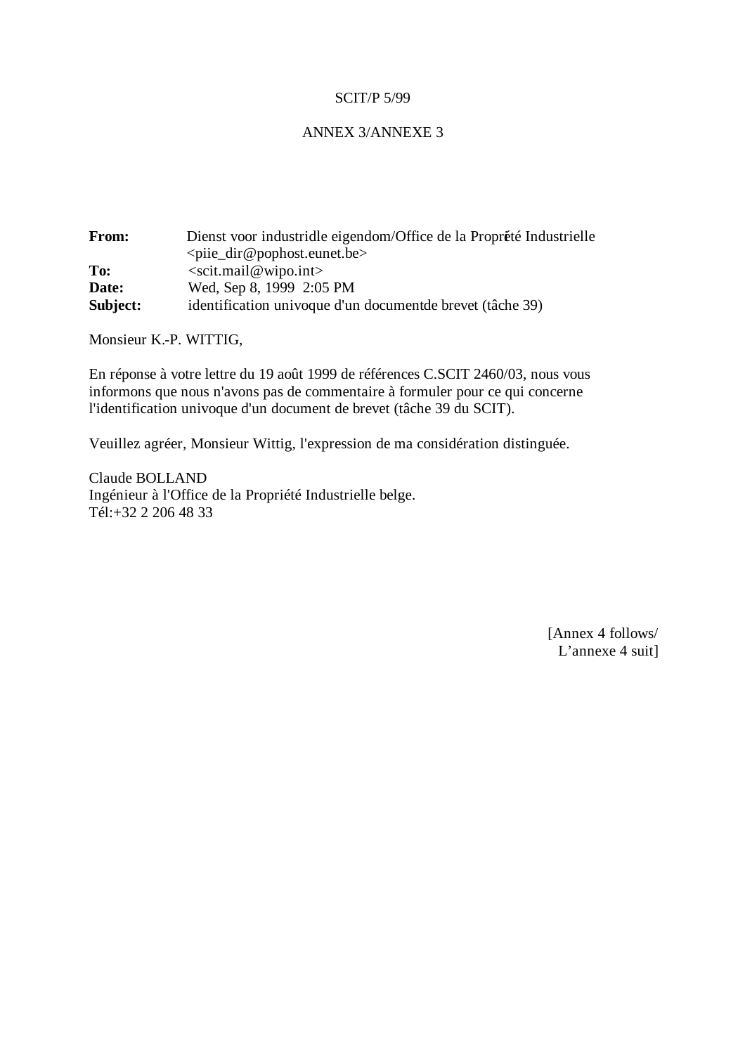SCIT/P 5/99

ANNEX 3/ANNEXE 3

**From:** Dienst voor industridle eigendom/Office de la Proprété Industrielle <piie_dir@pophost.eunet.be>
**To:** <scit.mail@wipo.int>
**Date:** Wed, Sep 8, 1999 2:05 PM
**Subject:** identification univoque d'un documentde brevet (tâche 39)

Monsieur K.-P. WITTIG,

En réponse à votre lettre du 19 août 1999 de références C.SCIT 2460/03, nous vous informons que nous n'avons pas de commentaire à formuler pour ce qui concerne l'identification univoque d'un document de brevet (tâche 39 du SCIT).

Veuillez agréer, Monsieur Wittig, l'expression de ma considération distinguée.

Claude BOLLAND
Ingénieur à l'Office de la Propriété Industrielle belge.
Tél:+32 2 206 48 33

[Annex 4 follows/
L'annexe 4 suit]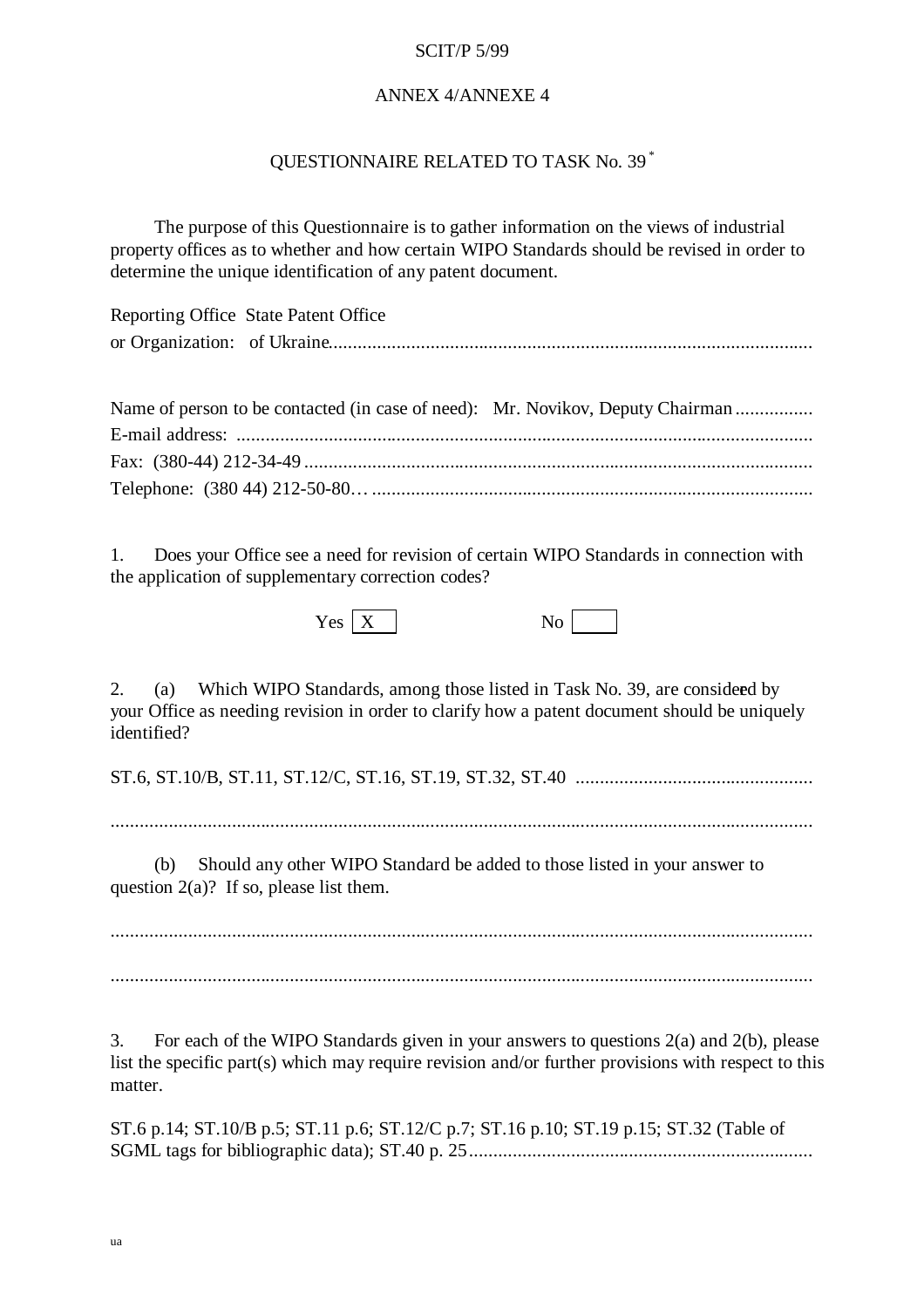ANNEX 4/ANNEXE 4

# QUESTIONNAIRE RELATED TO TASK No. 39 [*]

The purpose of this Questionnaire is to gather information on the views of industrial property offices as to whether and how certain WIPO Standards should be revised in order to determine the unique identification of any patent document.

Reporting Office or Organization: State Patent Office of Ukraine

Name of person to be contacted (in case of need): Mr. Novikov, Deputy Chairman
E-mail address:
Fax: (380-44) 212-34-49
Telephone: (380 44) 212-50-80…

1. Does your Office see a need for revision of certain WIPO Standards in connection with the application of supplementary correction codes?

Yes [X] No [ ]

2. (a) Which WIPO Standards, among those listed in Task No. 39, are considered by your Office as needing revision in order to clarify how a patent document should be uniquely identified?

ST.6, ST.10/B, ST.11, ST.12/C, ST.16, ST.19, ST.32, ST.40

(b) Should any other WIPO Standard be added to those listed in your answer to question 2(a)? If so, please list them.

3. For each of the WIPO Standards given in your answers to questions 2(a) and 2(b), please list the specific part(s) which may require revision and/or further provisions with respect to this matter.

ST.6 p.14; ST.10/B p.5; ST.11 p.6; ST.12/C p.7; ST.16 p.10; ST.19 p.15; ST.32 (Table of SGML tags for bibliographic data); ST.40 p. 25

ua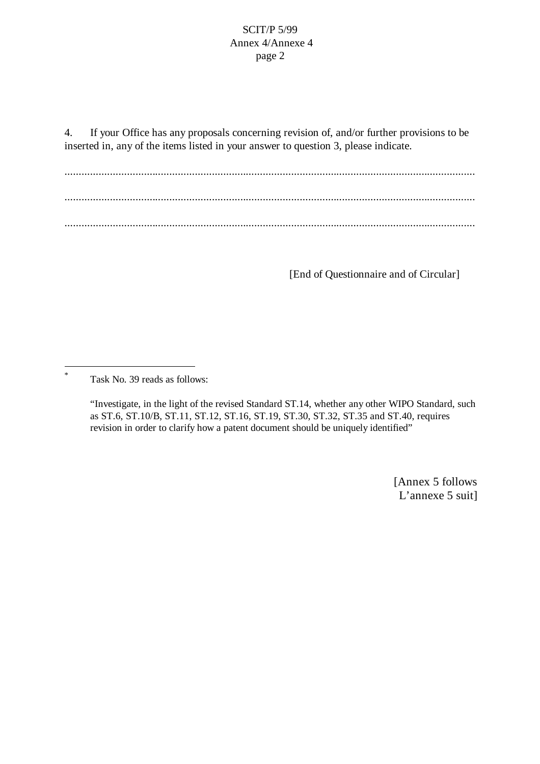4. If your Office has any proposals concerning revision of, and/or further provisions to be inserted in, any of the items listed in your answer to question 3, please indicate.

.................................................................................................................................................

.................................................................................................................................................

.................................................................................................................................................

[End of Questionnaire and of Circular]

---

[*] Task No. 39 reads as follows:

"Investigate, in the light of the revised Standard ST.14, whether any other WIPO Standard, such as ST.6, ST.10/B, ST.11, ST.12, ST.16, ST.19, ST.30, ST.32, ST.35 and ST.40, requires revision in order to clarify how a patent document should be uniquely identified"

[Annex 5 follows
L'annexe 5 suit]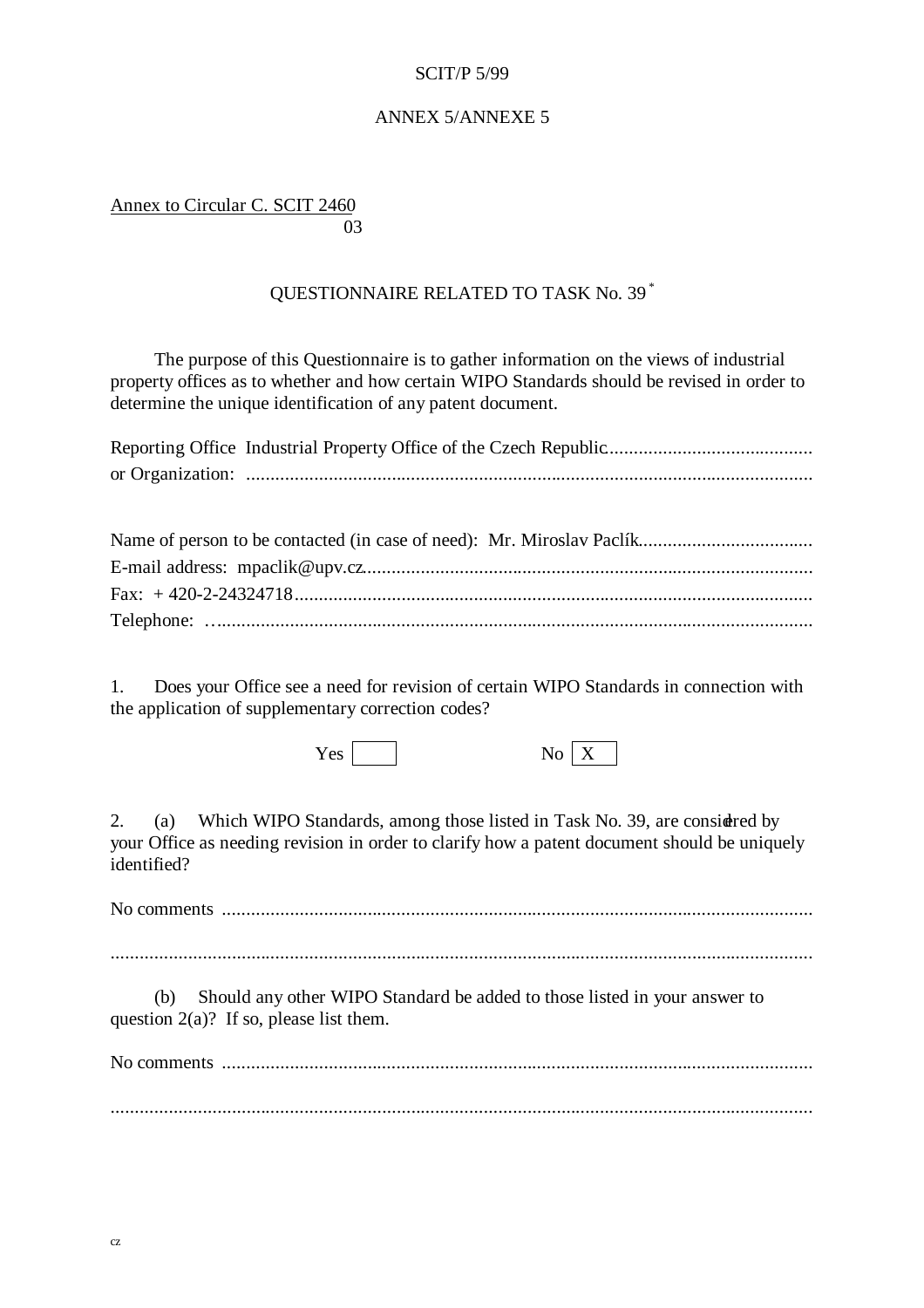SCIT/P 5/99

ANNEX 5/ANNEXE 5

Annex to Circular C. SCIT 2460
03

QUESTIONNAIRE RELATED TO TASK No. 39 [*]

The purpose of this Questionnaire is to gather information on the views of industrial property offices as to whether and how certain WIPO Standards should be revised in order to determine the unique identification of any patent document.

Reporting Office Industrial Property Office of the Czech Republic..........................................
or Organization: ....................................................................................................................

Name of person to be contacted (in case of need): Mr. Miroslav Paclík...................................
E-mail address: mpaclik@upv.cz............................................................................................
Fax: + 420-2-24324718..........................................................................................................
Telephone: …..........................................................................................................................

1. Does your Office see a need for revision of certain WIPO Standards in connection with the application of supplementary correction codes?

Yes [ ] No [X]

2. (a) Which WIPO Standards, among those listed in Task No. 39, are considered by your Office as needing revision in order to clarify how a patent document should be uniquely identified?

No comments ..........................................................................................................................

...................................................................................................................................................

(b) Should any other WIPO Standard be added to those listed in your answer to question 2(a)? If so, please list them.

No comments ..........................................................................................................................

...................................................................................................................................................

cz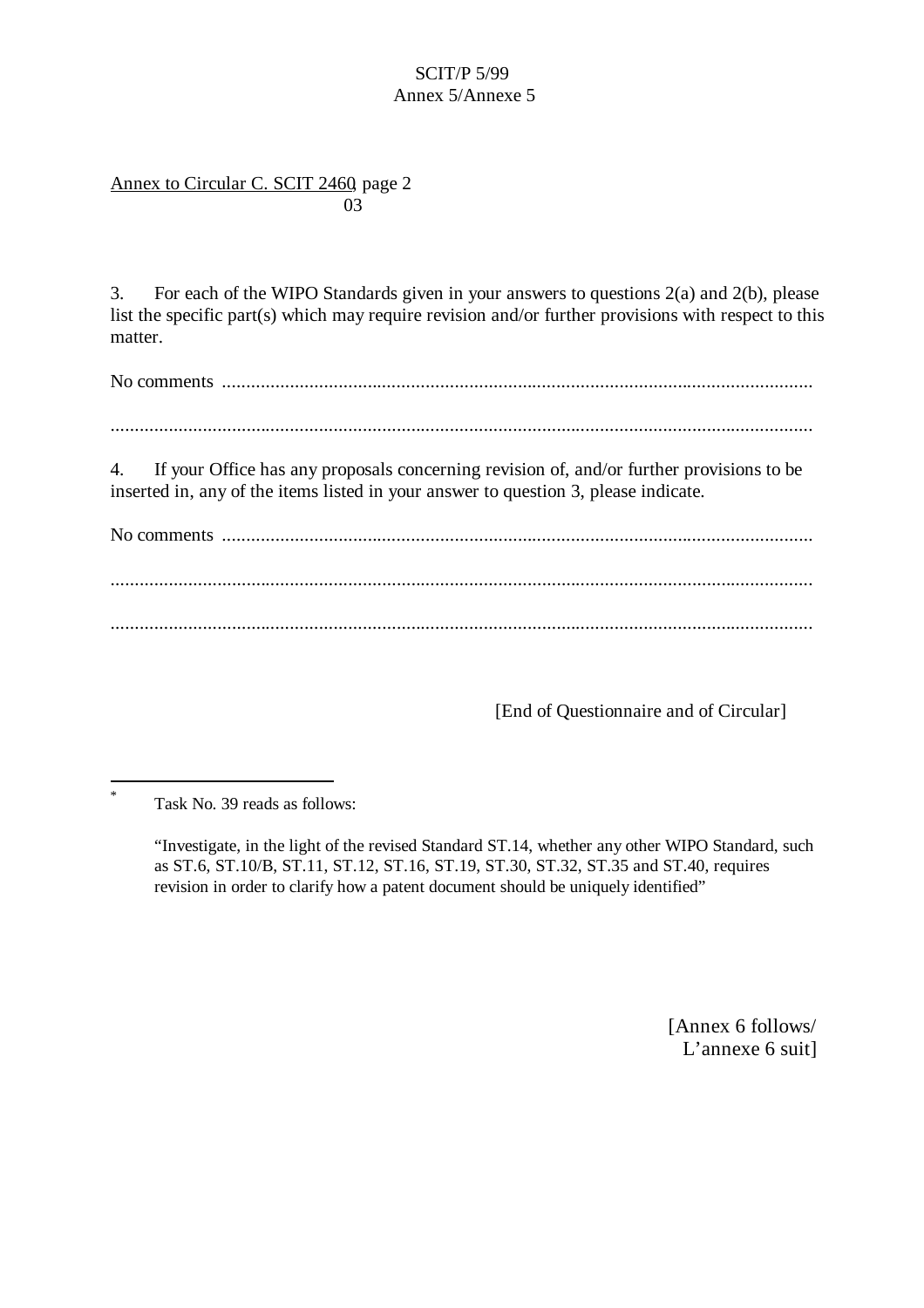Annex to Circular C. SCIT 2460, page 2
03

3. For each of the WIPO Standards given in your answers to questions 2(a) and 2(b), please list the specific part(s) which may require revision and/or further provisions with respect to this matter.

No comments ..........................................................................................................................

.................................................................................................................................................

4. If your Office has any proposals concerning revision of, and/or further provisions to be inserted in, any of the items listed in your answer to question 3, please indicate.

No comments ..........................................................................................................................

.................................................................................................................................................

.................................................................................................................................................

[End of Questionnaire and of Circular]

---

\* Task No. 39 reads as follows:

"Investigate, in the light of the revised Standard ST.14, whether any other WIPO Standard, such as ST.6, ST.10/B, ST.11, ST.12, ST.16, ST.19, ST.30, ST.32, ST.35 and ST.40, requires revision in order to clarify how a patent document should be uniquely identified"

[Annex 6 follows/
L'annexe 6 suit]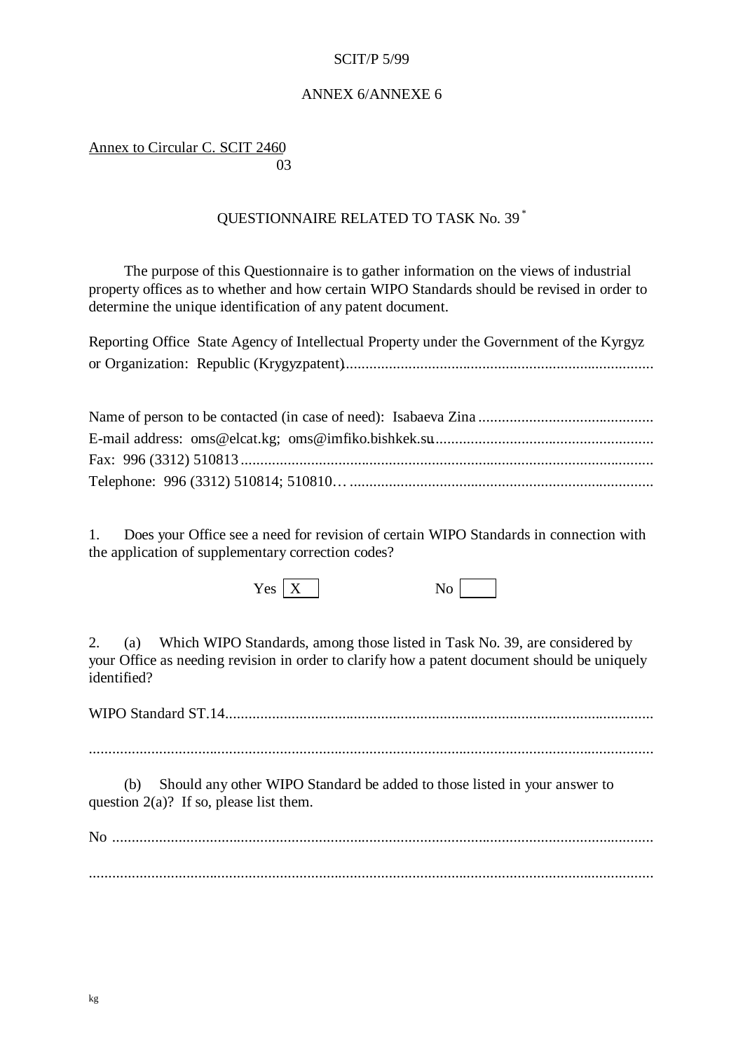SCIT/P 5/99

ANNEX 6/ANNEXE 6

Annex to Circular C. SCIT 2460
03

QUESTIONNAIRE RELATED TO TASK No. 39 [*]

The purpose of this Questionnaire is to gather information on the views of industrial property offices as to whether and how certain WIPO Standards should be revised in order to determine the unique identification of any patent document.

Reporting Office or Organization: State Agency of Intellectual Property under the Government of the Kyrgyz Republic (Krygyzpatent)

Name of person to be contacted (in case of need): Isabaeva Zina

E-mail address: oms@elcat.kg; oms@imfiko.bishkek.su

Fax: 996 (3312) 510813

Telephone: 996 (3312) 510814; 510810…

1. Does your Office see a need for revision of certain WIPO Standards in connection with the application of supplementary correction codes?

Yes [X] No [ ]

2. (a) Which WIPO Standards, among those listed in Task No. 39, are considered by your Office as needing revision in order to clarify how a patent document should be uniquely identified?

WIPO Standard ST.14

(b) Should any other WIPO Standard be added to those listed in your answer to question 2(a)? If so, please list them.

No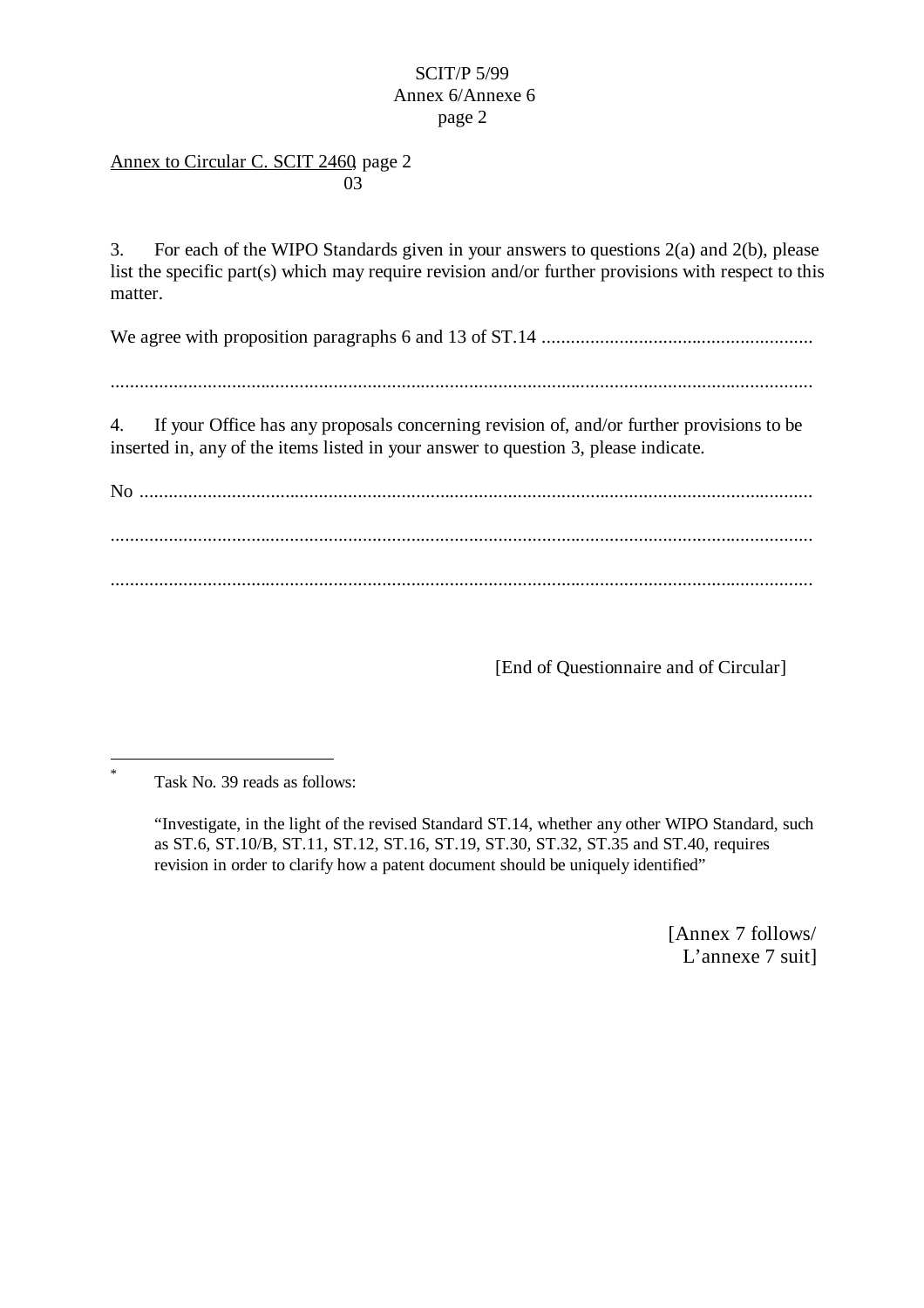Annex to Circular C. SCIT 2460, page 2
03

3. For each of the WIPO Standards given in your answers to questions 2(a) and 2(b), please list the specific part(s) which may require revision and/or further provisions with respect to this matter.

We agree with proposition paragraphs 6 and 13 of ST.14 .......................................................

...............................................................................................................................................

4. If your Office has any proposals concerning revision of, and/or further provisions to be inserted in, any of the items listed in your answer to question 3, please indicate.

No ..........................................................................................................................................

...............................................................................................................................................

...............................................................................................................................................

[End of Questionnaire and of Circular]

---

* Task No. 39 reads as follows:

"Investigate, in the light of the revised Standard ST.14, whether any other WIPO Standard, such as ST.6, ST.10/B, ST.11, ST.12, ST.16, ST.19, ST.30, ST.32, ST.35 and ST.40, requires revision in order to clarify how a patent document should be uniquely identified"

[Annex 7 follows/
L'annexe 7 suit]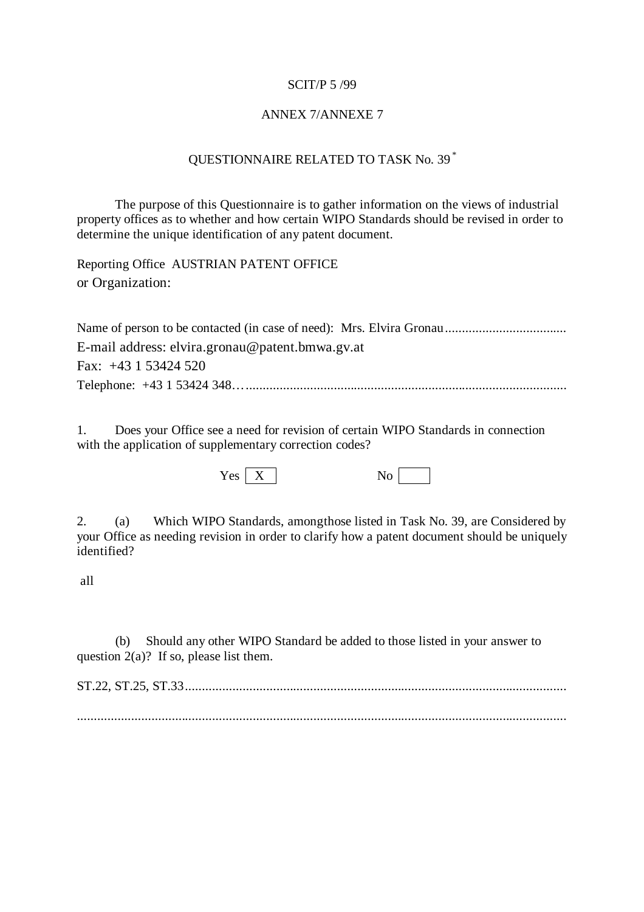SCIT/P 5 /99

ANNEX 7/ANNEXE 7

QUESTIONNAIRE RELATED TO TASK No. 39 [*]

The purpose of this Questionnaire is to gather information on the views of industrial property offices as to whether and how certain WIPO Standards should be revised in order to determine the unique identification of any patent document.

Reporting Office AUSTRIAN PATENT OFFICE
or Organization:

Name of person to be contacted (in case of need): Mrs. Elvira Gronau....................................
E-mail address: elvira.gronau@patent.bmwa.gv.at
Fax: +43 1 53424 520
Telephone: +43 1 53424 348…...............................................................................................

1. Does your Office see a need for revision of certain WIPO Standards in connection with the application of supplementary correction codes?

Yes [X] No [ ]

2. (a) Which WIPO Standards, amongthose listed in Task No. 39, are Considered by your Office as needing revision in order to clarify how a patent document should be uniquely identified?

all

(b) Should any other WIPO Standard be added to those listed in your answer to question 2(a)? If so, please list them.

ST.22, ST.25, ST.33.................................................................................................................

.................................................................................................................................................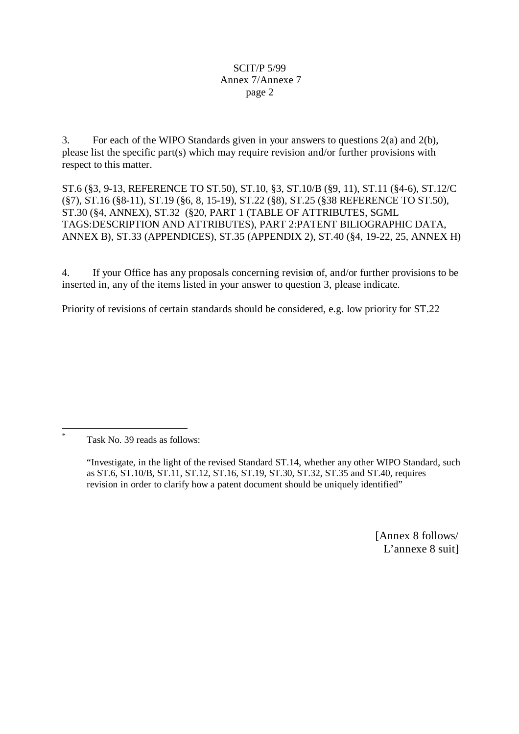3. For each of the WIPO Standards given in your answers to questions 2(a) and 2(b), please list the specific part(s) which may require revision and/or further provisions with respect to this matter.

ST.6 (§3, 9-13, REFERENCE TO ST.50), ST.10, §3, ST.10/B (§9, 11), ST.11 (§4-6), ST.12/C (§7), ST.16 (§8-11), ST.19 (§6, 8, 15-19), ST.22 (§8), ST.25 (§38 REFERENCE TO ST.50), ST.30 (§4, ANNEX), ST.32 (§20, PART 1 (TABLE OF ATTRIBUTES, SGML TAGS:DESCRIPTION AND ATTRIBUTES), PART 2:PATENT BILIOGRAPHIC DATA, ANNEX B), ST.33 (APPENDICES), ST.35 (APPENDIX 2), ST.40 (§4, 19-22, 25, ANNEX H)

4. If your Office has any proposals concerning revision of, and/or further provisions to be inserted in, any of the items listed in your answer to question 3, please indicate.

Priority of revisions of certain standards should be considered, e.g. low priority for ST.22

---

* Task No. 39 reads as follows:

"Investigate, in the light of the revised Standard ST.14, whether any other WIPO Standard, such as ST.6, ST.10/B, ST.11, ST.12, ST.16, ST.19, ST.30, ST.32, ST.35 and ST.40, requires revision in order to clarify how a patent document should be uniquely identified"

[Annex 8 follows/
L'annexe 8 suit]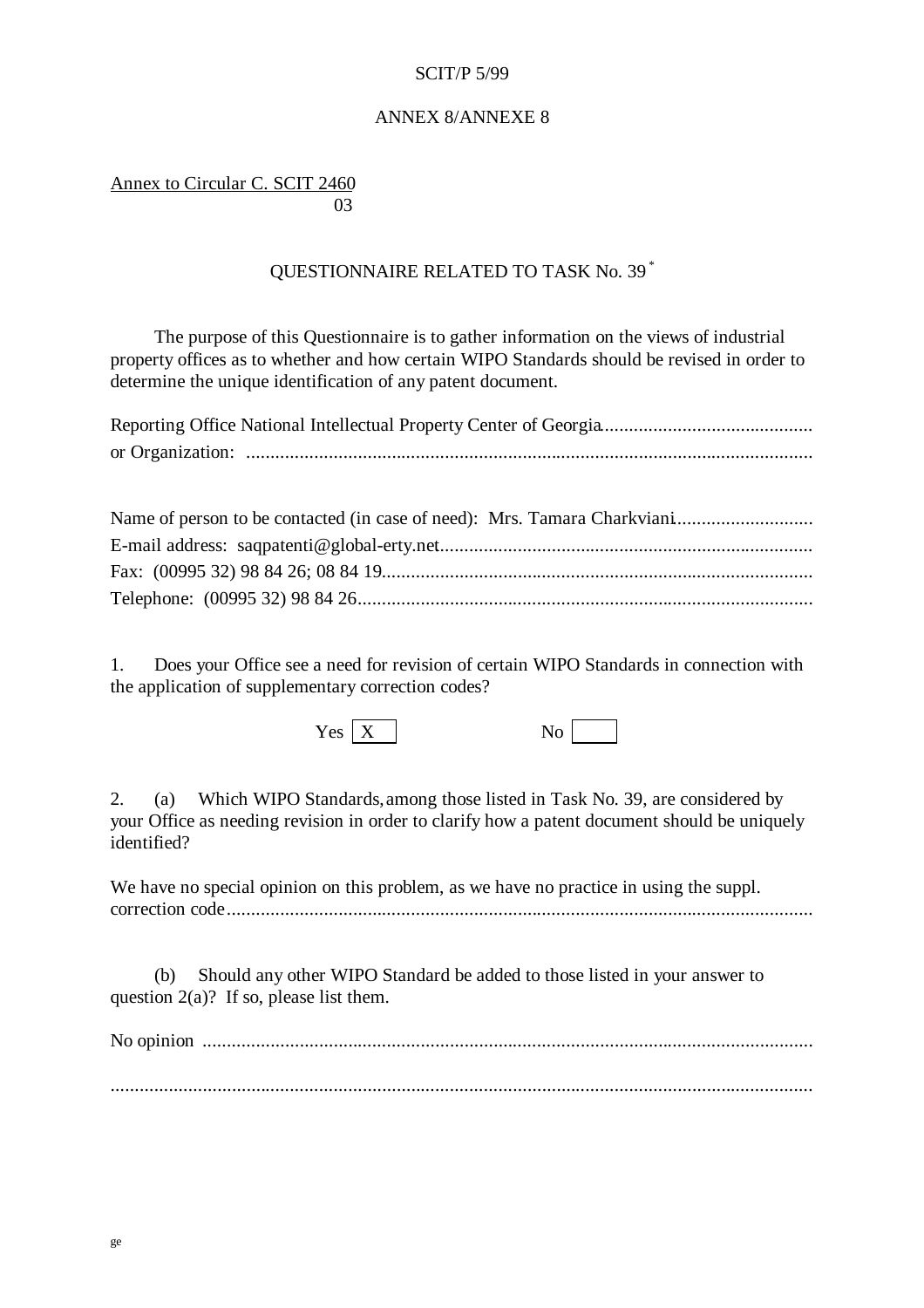SCIT/P 5/99

ANNEX 8/ANNEXE 8

Annex to Circular C. SCIT 2460
03

QUESTIONNAIRE RELATED TO TASK No. 39 *

The purpose of this Questionnaire is to gather information on the views of industrial property offices as to whether and how certain WIPO Standards should be revised in order to determine the unique identification of any patent document.

Reporting Office National Intellectual Property Center of Georgia..........................................
or Organization: ....................................................................................................................

Name of person to be contacted (in case of need): Mrs. Tamara Charkviani............................
E-mail address: saqpatenti@global-erty.net............................................................................
Fax: (00995 32) 98 84 26; 08 84 19........................................................................................
Telephone: (00995 32) 98 84 26.............................................................................................

1. Does your Office see a need for revision of certain WIPO Standards in connection with the application of supplementary correction codes?

Yes [X] No [ ]

2. (a) Which WIPO Standards, among those listed in Task No. 39, are considered by your Office as needing revision in order to clarify how a patent document should be uniquely identified?

We have no special opinion on this problem, as we have no practice in using the suppl. correction code.........................................................................................................................

(b) Should any other WIPO Standard be added to those listed in your answer to question 2(a)? If so, please list them.

No opinion .............................................................................................................................

...............................................................................................................................................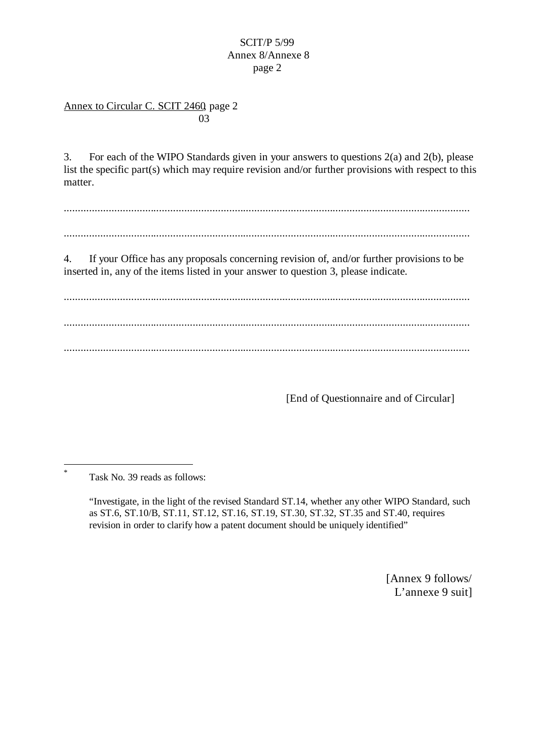Annex to Circular C. SCIT 2460, page 2
03

3. For each of the WIPO Standards given in your answers to questions 2(a) and 2(b), please list the specific part(s) which may require revision and/or further provisions with respect to this matter.

..................................................................................................................................................

..................................................................................................................................................

4. If your Office has any proposals concerning revision of, and/or further provisions to be inserted in, any of the items listed in your answer to question 3, please indicate.

..................................................................................................................................................

..................................................................................................................................................

..................................................................................................................................................

[End of Questionnaire and of Circular]

---

* Task No. 39 reads as follows:

"Investigate, in the light of the revised Standard ST.14, whether any other WIPO Standard, such as ST.6, ST.10/B, ST.11, ST.12, ST.16, ST.19, ST.30, ST.32, ST.35 and ST.40, requires revision in order to clarify how a patent document should be uniquely identified"

[Annex 9 follows/
L'annexe 9 suit]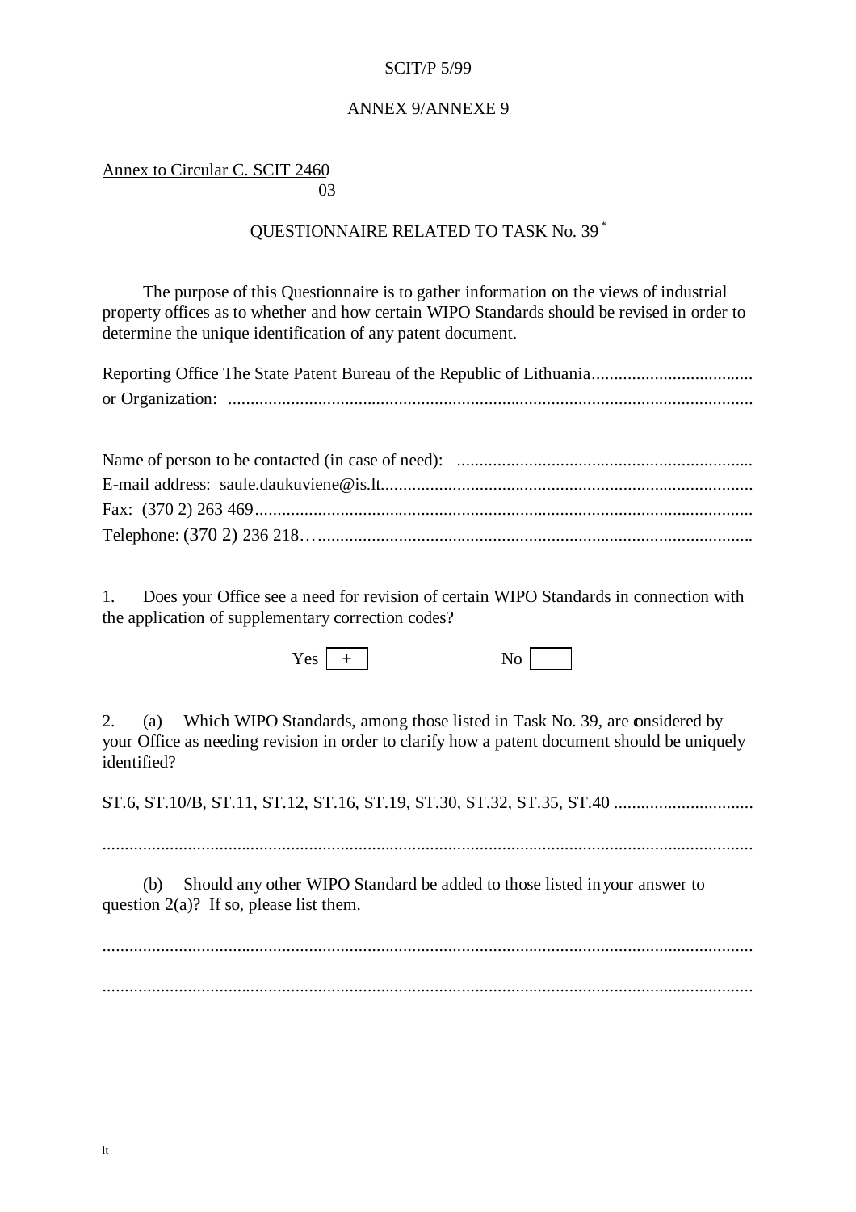SCIT/P 5/99

ANNEX 9/ANNEXE 9

Annex to Circular C. SCIT 2460
03

QUESTIONNAIRE RELATED TO TASK No. 39 [*]

The purpose of this Questionnaire is to gather information on the views of industrial property offices as to whether and how certain WIPO Standards should be revised in order to determine the unique identification of any patent document.

Reporting Office The State Patent Bureau of the Republic of Lithuania....................................
or Organization: .....................................................................................................................

Name of person to be contacted (in case of need): ..................................................................
E-mail address: saule.daukuviene@is.lt..................................................................................
Fax: (370 2) 263 469...............................................................................................................
Telephone: (370 2) 236 218…..................................................................................................

1. Does your Office see a need for revision of certain WIPO Standards in connection with the application of supplementary correction codes?

Yes [ + ]    No [ ]

2. (a) Which WIPO Standards, among those listed in Task No. 39, are considered by your Office as needing revision in order to clarify how a patent document should be uniquely identified?

ST.6, ST.10/B, ST.11, ST.12, ST.16, ST.19, ST.30, ST.32, ST.35, ST.40 ...............................

.................................................................................................................................................

(b) Should any other WIPO Standard be added to those listed in your answer to question 2(a)? If so, please list them.

.................................................................................................................................................

.................................................................................................................................................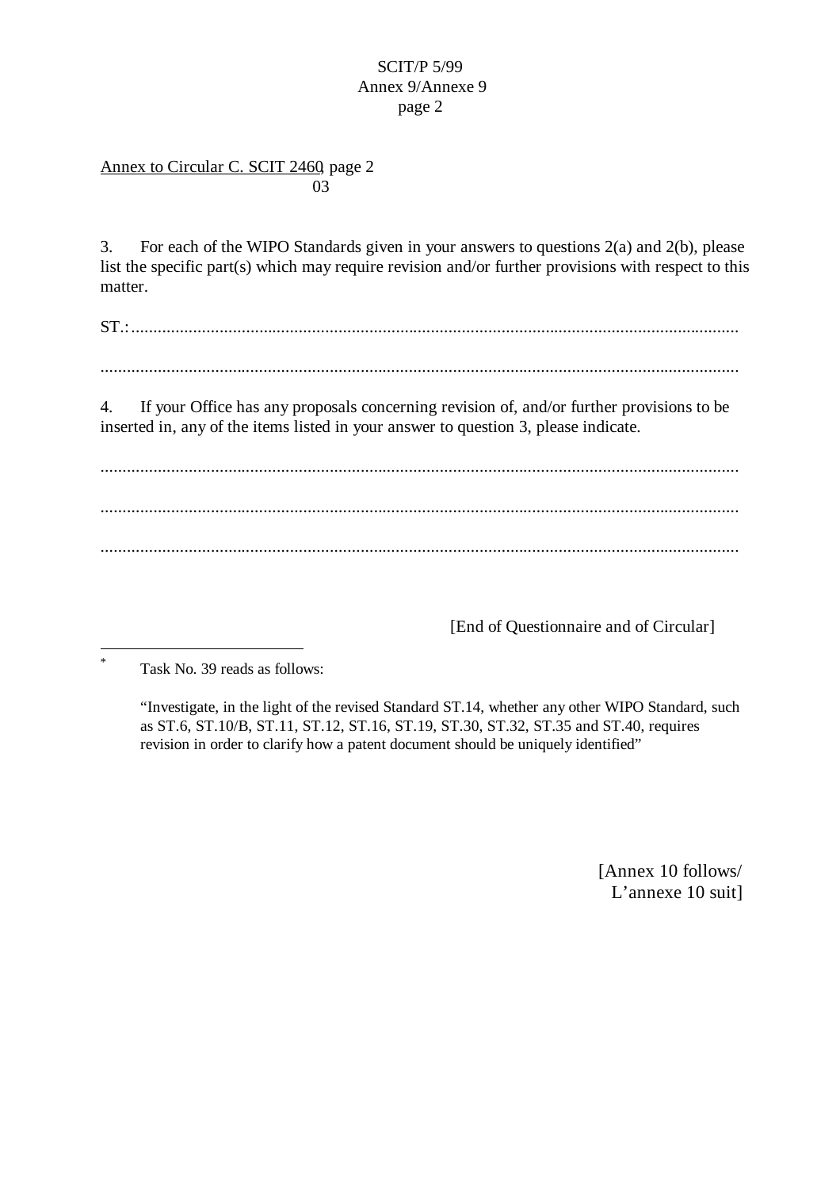Annex to Circular C. SCIT 2460, page 2
03

3. For each of the WIPO Standards given in your answers to questions 2(a) and 2(b), please list the specific part(s) which may require revision and/or further provisions with respect to this matter.

ST.:............................................................................................................................................

......................................................................................................................................................

4. If your Office has any proposals concerning revision of, and/or further provisions to be inserted in, any of the items listed in your answer to question 3, please indicate.

......................................................................................................................................................

......................................................................................................................................................

......................................................................................................................................................

[End of Questionnaire and of Circular]

---

* Task No. 39 reads as follows:

"Investigate, in the light of the revised Standard ST.14, whether any other WIPO Standard, such as ST.6, ST.10/B, ST.11, ST.12, ST.16, ST.19, ST.30, ST.32, ST.35 and ST.40, requires revision in order to clarify how a patent document should be uniquely identified"

[Annex 10 follows/
L'annexe 10 suit]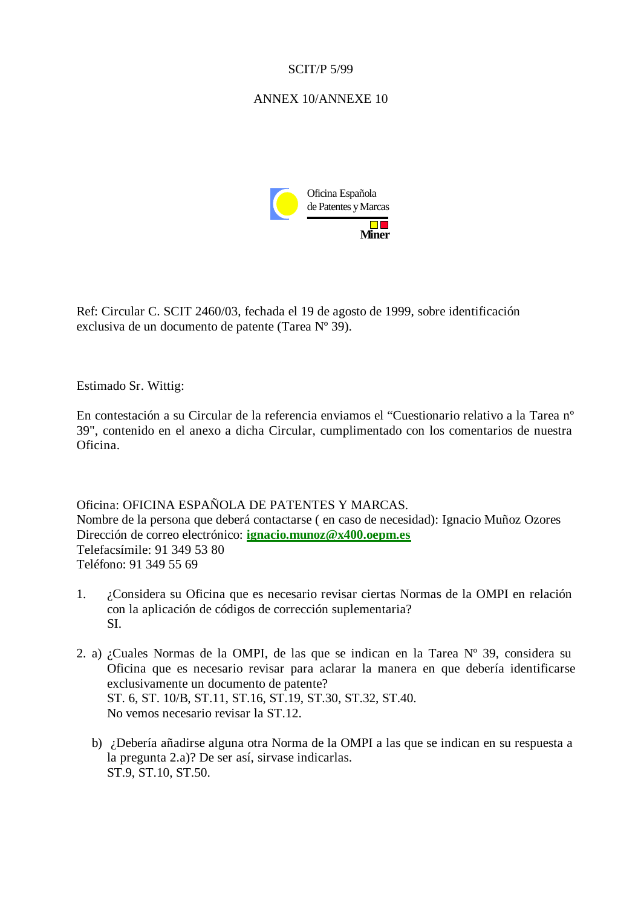SCIT/P 5/99

ANNEX 10/ANNEXE 10

Oficina Española de Patentes y Marcas

Miner

Ref: Circular C. SCIT 2460/03, fechada el 19 de agosto de 1999, sobre identificación exclusiva de un documento de patente (Tarea Nº 39).

Estimado Sr. Wittig:

En contestación a su Circular de la referencia enviamos el "Cuestionario relativo a la Tarea nº 39", contenido en el anexo a dicha Circular, cumplimentado con los comentarios de nuestra Oficina.

Oficina: OFICINA ESPAÑOLA DE PATENTES Y MARCAS.
Nombre de la persona que deberá contactarse ( en caso de necesidad): Ignacio Muñoz Ozores
Dirección de correo electrónico: **ignacio.munoz@x400.oepm.es**
Telefacsímile: 91 349 53 80
Teléfono: 91 349 55 69

1. ¿Considera su Oficina que es necesario revisar ciertas Normas de la OMPI en relación con la aplicación de códigos de corrección suplementaria?
   SI.

2. a) ¿Cuales Normas de la OMPI, de las que se indican en la Tarea Nº 39, considera su Oficina que es necesario revisar para aclarar la manera en que debería identificarse exclusivamente un documento de patente?
   ST. 6, ST. 10/B, ST.11, ST.16, ST.19, ST.30, ST.32, ST.40.
   No vemos necesario revisar la ST.12.

   b) ¿Debería añadirse alguna otra Norma de la OMPI a las que se indican en su respuesta a la pregunta 2.a)? De ser así, sirvase indicarlas.
   ST.9, ST.10, ST.50.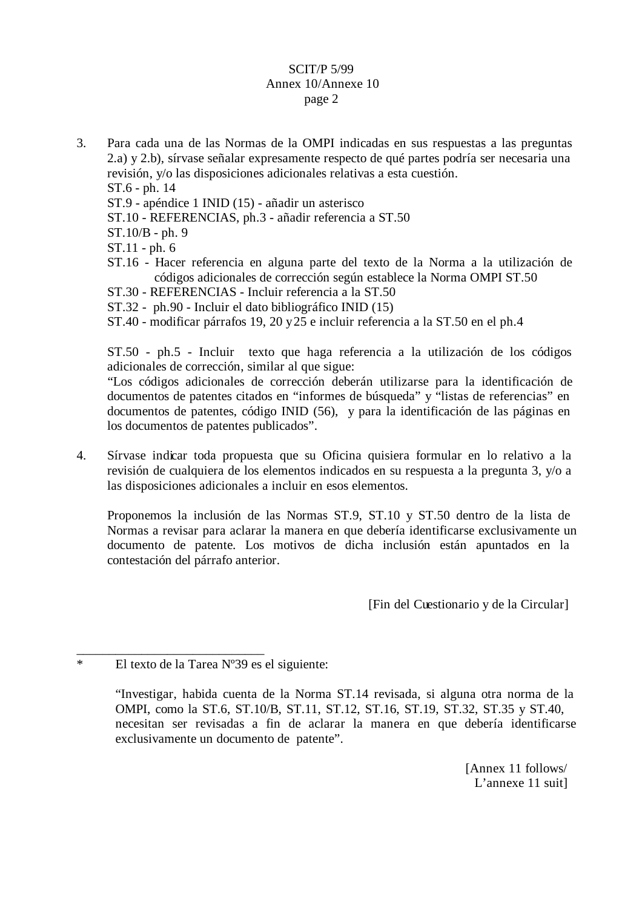3. Para cada una de las Normas de la OMPI indicadas en sus respuestas a las preguntas 2.a) y 2.b), sírvase señalar expresamente respecto de qué partes podría ser necesaria una revisión, y/o las disposiciones adicionales relativas a esta cuestión.

   ST.6 - ph. 14
   ST.9 - apéndice 1 INID (15) - añadir un asterisco
   ST.10 - REFERENCIAS, ph.3 - añadir referencia a ST.50
   ST.10/B - ph. 9
   ST.11 - ph. 6
   ST.16 - Hacer referencia en alguna parte del texto de la Norma a la utilización de códigos adicionales de corrección según establece la Norma OMPI ST.50
   ST.30 - REFERENCIAS - Incluir referencia a la ST.50
   ST.32 - ph.90 - Incluir el dato bibliográfico INID (15)
   ST.40 - modificar párrafos 19, 20 y 25 e incluir referencia a la ST.50 en el ph.4

   ST.50 - ph.5 - Incluir texto que haga referencia a la utilización de los códigos adicionales de corrección, similar al que sigue:
   "Los códigos adicionales de corrección deberán utilizarse para la identificación de documentos de patentes citados en "informes de búsqueda" y "listas de referencias" en documentos de patentes, código INID (56), y para la identificación de las páginas en los documentos de patentes publicados".

4. Sírvase indicar toda propuesta que su Oficina quisiera formular en lo relativo a la revisión de cualquiera de los elementos indicados en su respuesta a la pregunta 3, y/o a las disposiciones adicionales a incluir en esos elementos.

   Proponemos la inclusión de las Normas ST.9, ST.10 y ST.50 dentro de la lista de Normas a revisar para aclarar la manera en que debería identificarse exclusivamente un documento de patente. Los motivos de dicha inclusión están apuntados en la contestación del párrafo anterior.

[Fin del Cuestionario y de la Circular]

---

\* El texto de la Tarea Nº39 es el siguiente:

"Investigar, habida cuenta de la Norma ST.14 revisada, si alguna otra norma de la OMPI, como la ST.6, ST.10/B, ST.11, ST.12, ST.16, ST.19, ST.32, ST.35 y ST.40, necesitan ser revisadas a fin de aclarar la manera en que debería identificarse exclusivamente un documento de patente".

[Annex 11 follows/
L'annexe 11 suit]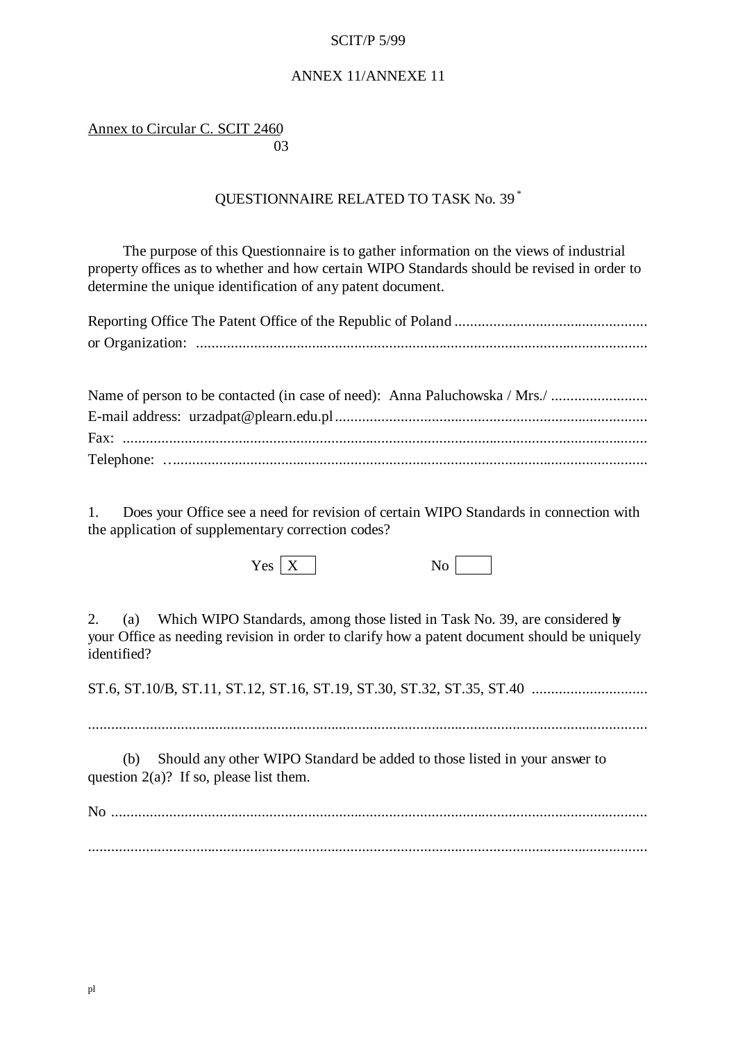ANNEX 11/ANNEXE 11

Annex to Circular C. SCIT 2460
03

## QUESTIONNAIRE RELATED TO TASK No. 39 [*]

The purpose of this Questionnaire is to gather information on the views of industrial property offices as to whether and how certain WIPO Standards should be revised in order to determine the unique identification of any patent document.

Reporting Office The Patent Office of the Republic of Poland ..................................................
or Organization: .....................................................................................................................

Name of person to be contacted (in case of need): Anna Paluchowska / Mrs./ .........................
E-mail address: urzadpat@plearn.edu.pl .................................................................................
Fax: .........................................................................................................................................
Telephone: …...........................................................................................................................

1. Does your Office see a need for revision of certain WIPO Standards in connection with the application of supplementary correction codes?

Yes [X] No [ ]

2. (a) Which WIPO Standards, among those listed in Task No. 39, are considered by your Office as needing revision in order to clarify how a patent document should be uniquely identified?

ST.6, ST.10/B, ST.11, ST.12, ST.16, ST.19, ST.30, ST.32, ST.35, ST.40 .............................

..................................................................................................................................................

(b) Should any other WIPO Standard be added to those listed in your answer to question 2(a)? If so, please list them.

No ...........................................................................................................................................

..................................................................................................................................................

pl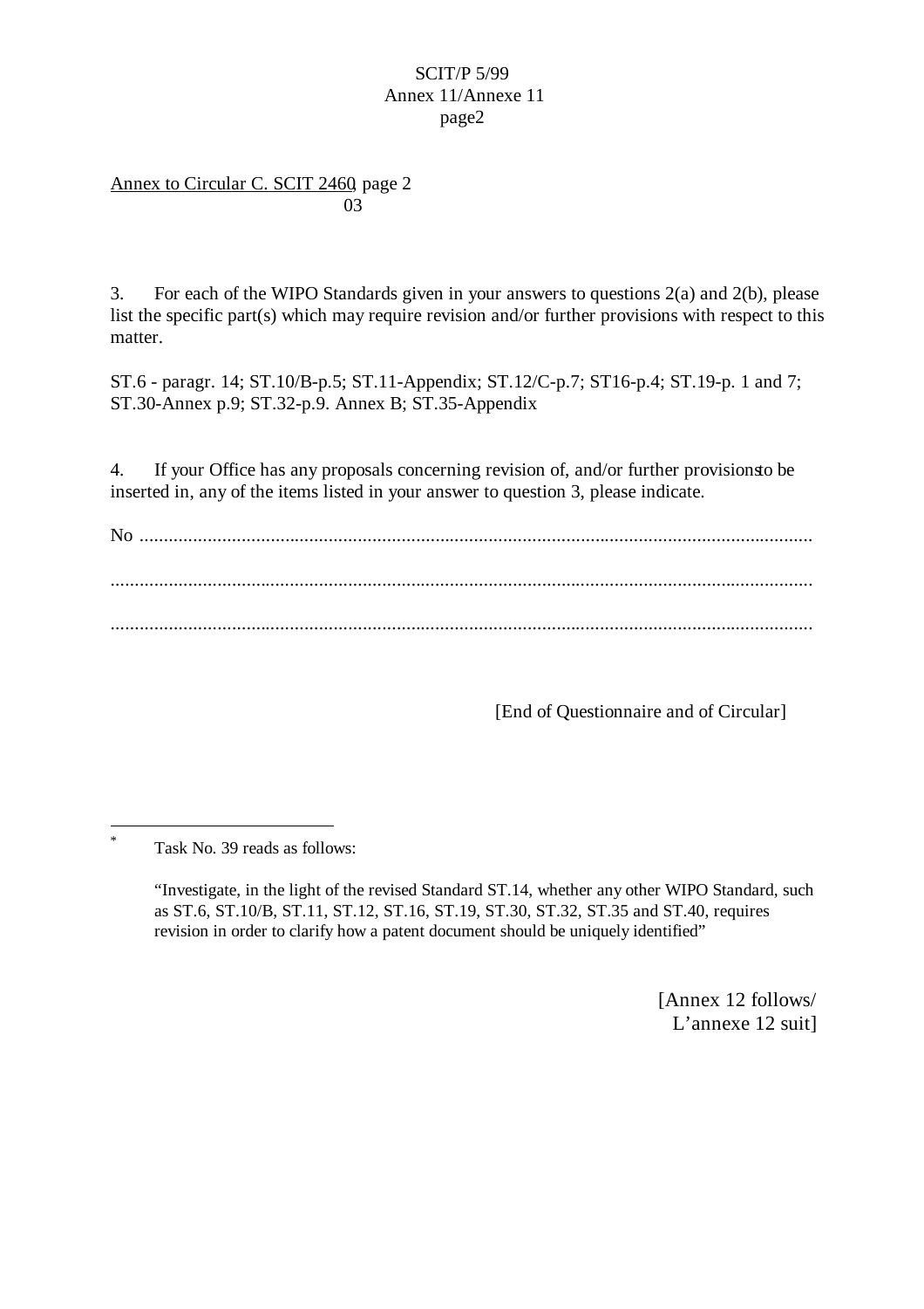Annex to Circular C. SCIT 2460, page 2
03

3. For each of the WIPO Standards given in your answers to questions 2(a) and 2(b), please list the specific part(s) which may require revision and/or further provisions with respect to this matter.

ST.6 - paragr. 14; ST.10/B-p.5; ST.11-Appendix; ST.12/C-p.7; ST16-p.4; ST.19-p. 1 and 7; ST.30-Annex p.9; ST.32-p.9. Annex B; ST.35-Appendix

4. If your Office has any proposals concerning revision of, and/or further provisions to be inserted in, any of the items listed in your answer to question 3, please indicate.

No ..........................................................................................................................................

................................................................................................................................................

................................................................................................................................................

[End of Questionnaire and of Circular]

---

* Task No. 39 reads as follows:

"Investigate, in the light of the revised Standard ST.14, whether any other WIPO Standard, such as ST.6, ST.10/B, ST.11, ST.12, ST.16, ST.19, ST.30, ST.32, ST.35 and ST.40, requires revision in order to clarify how a patent document should be uniquely identified"

[Annex 12 follows/
L'annexe 12 suit]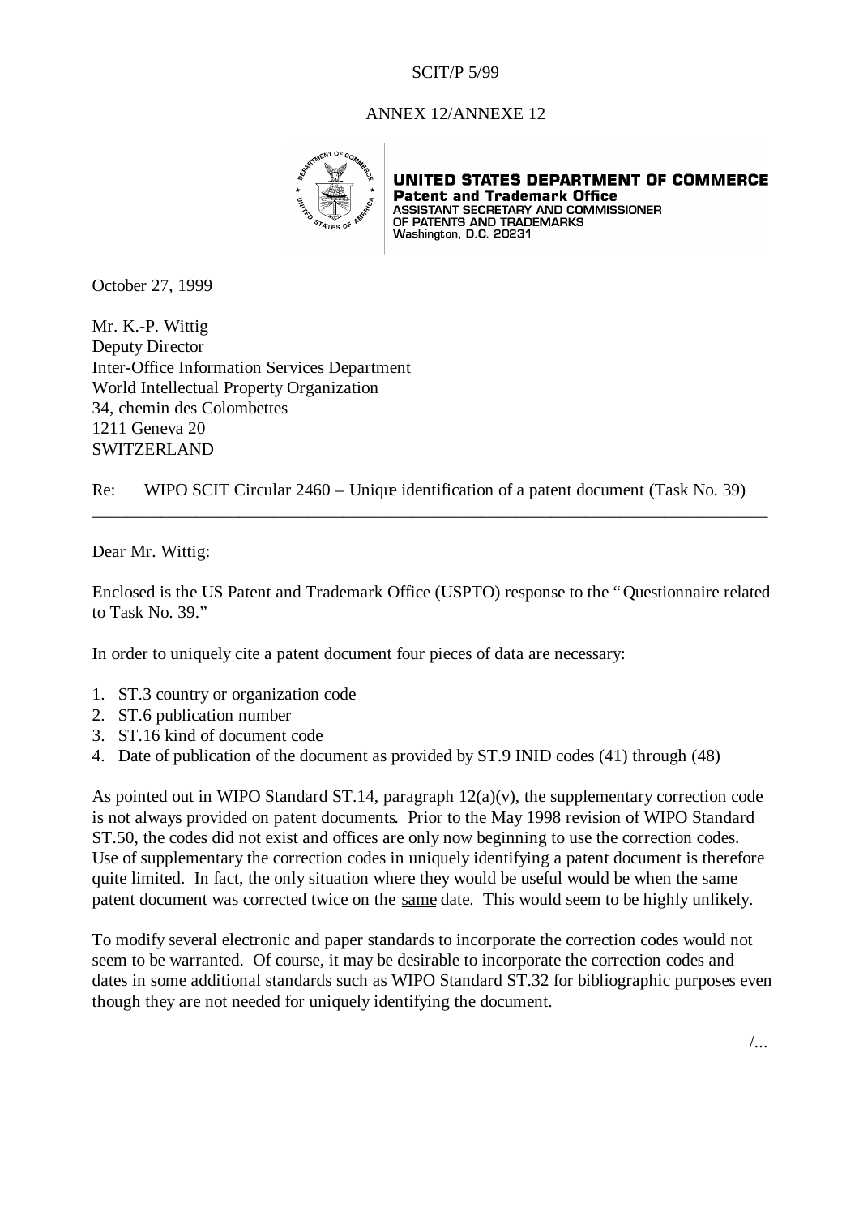SCIT/P 5/99

ANNEX 12/ANNEXE 12

**UNITED STATES DEPARTMENT OF COMMERCE**
**Patent and Trademark Office**
ASSISTANT SECRETARY AND COMMISSIONER
OF PATENTS AND TRADEMARKS
Washington, D.C. 20231

October 27, 1999

Mr. K.-P. Wittig
Deputy Director
Inter-Office Information Services Department
World Intellectual Property Organization
34, chemin des Colombettes
1211 Geneva 20
SWITZERLAND

Re: WIPO SCIT Circular 2460 – Unique identification of a patent document (Task No. 39)

---

Dear Mr. Wittig:

Enclosed is the US Patent and Trademark Office (USPTO) response to the "Questionnaire related to Task No. 39."

In order to uniquely cite a patent document four pieces of data are necessary:

1. ST.3 country or organization code
2. ST.6 publication number
3. ST.16 kind of document code
4. Date of publication of the document as provided by ST.9 INID codes (41) through (48)

As pointed out in WIPO Standard ST.14, paragraph 12(a)(v), the supplementary correction code is not always provided on patent documents. Prior to the May 1998 revision of WIPO Standard ST.50, the codes did not exist and offices are only now beginning to use the correction codes. Use of supplementary the correction codes in uniquely identifying a patent document is therefore quite limited. In fact, the only situation where they would be useful would be when the same patent document was corrected twice on the <u>same</u> date. This would seem to be highly unlikely.

To modify several electronic and paper standards to incorporate the correction codes would not seem to be warranted. Of course, it may be desirable to incorporate the correction codes and dates in some additional standards such as WIPO Standard ST.32 for bibliographic purposes even though they are not needed for uniquely identifying the document.

/...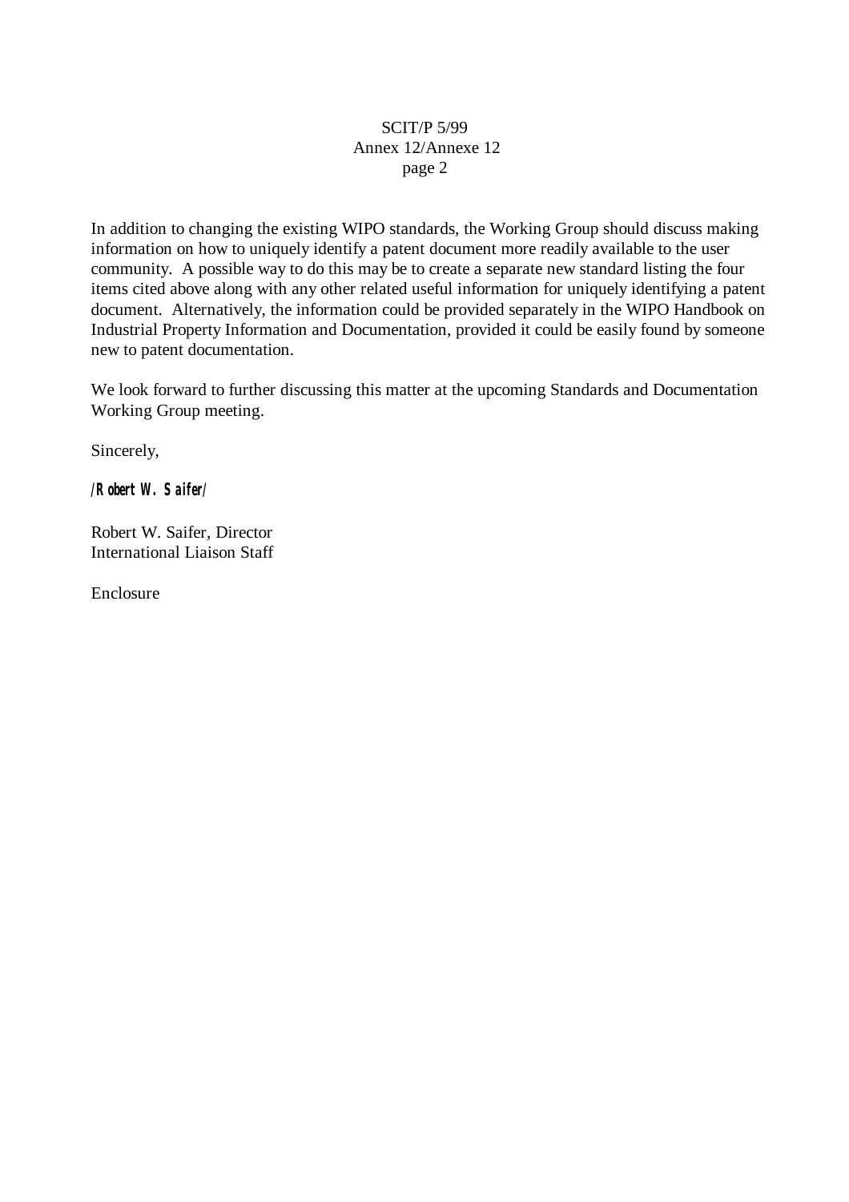In addition to changing the existing WIPO standards, the Working Group should discuss making information on how to uniquely identify a patent document more readily available to the user community. A possible way to do this may be to create a separate new standard listing the four items cited above along with any other related useful information for uniquely identifying a patent document. Alternatively, the information could be provided separately in the WIPO Handbook on Industrial Property Information and Documentation, provided it could be easily found by someone new to patent documentation.

We look forward to further discussing this matter at the upcoming Standards and Documentation Working Group meeting.

Sincerely,

**/Robert W. Saifer/**

Robert W. Saifer, Director
International Liaison Staff

Enclosure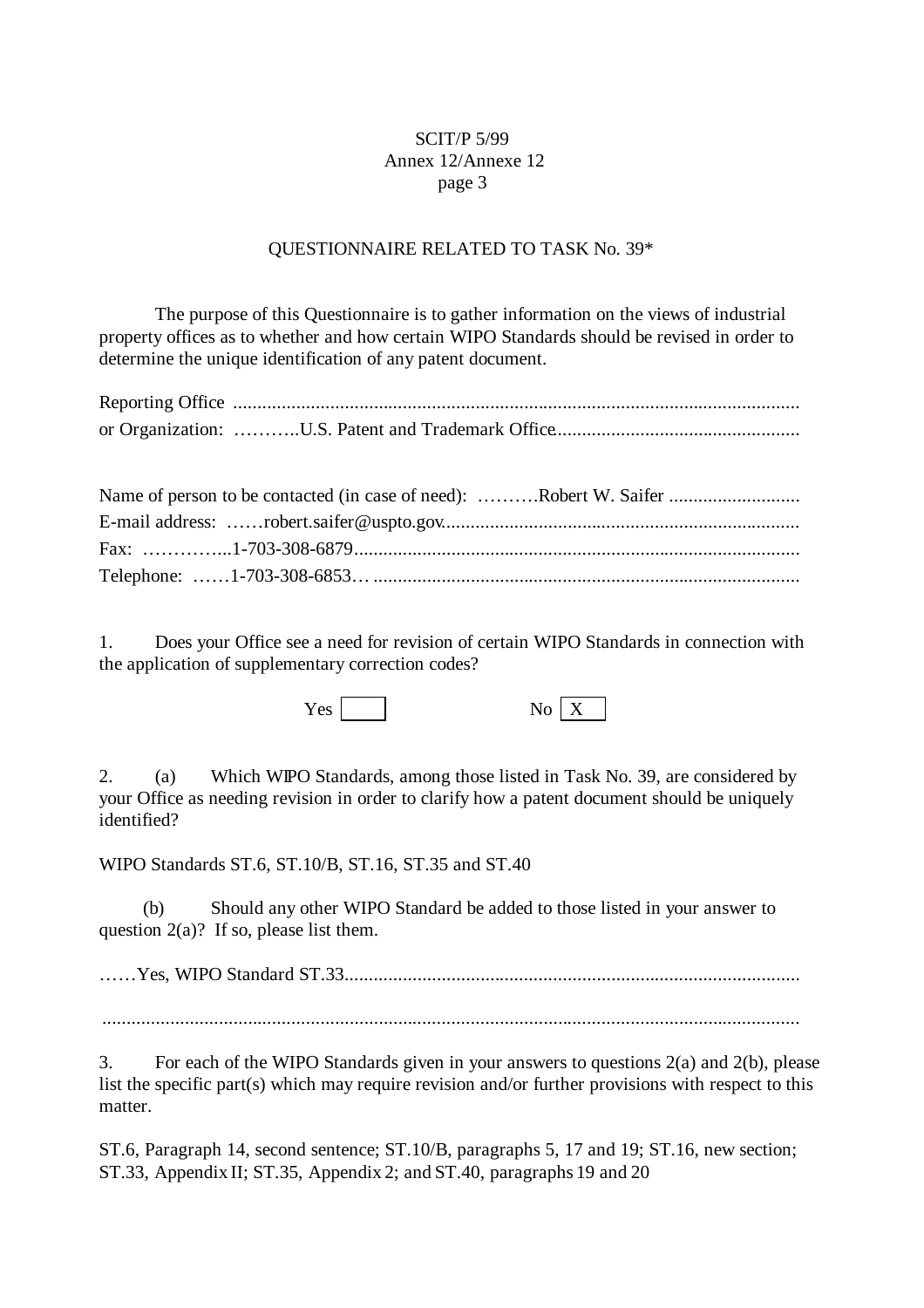## QUESTIONNAIRE RELATED TO TASK No. 39*

The purpose of this Questionnaire is to gather information on the views of industrial property offices as to whether and how certain WIPO Standards should be revised in order to determine the unique identification of any patent document.

Reporting Office ..........................................................................................................
or Organization: ………..U.S. Patent and Trademark Office..................................................

Name of person to be contacted (in case of need): ……….Robert W. Saifer ...........................
E-mail address: ……robert.saifer@uspto.gov.........................................................................
Fax: …………...1-703-308-6879...........................................................................................
Telephone: ……1-703-308-6853… .......................................................................................

1. Does your Office see a need for revision of certain WIPO Standards in connection with the application of supplementary correction codes?

Yes [ ] No [X]

2. (a) Which WIPO Standards, among those listed in Task No. 39, are considered by your Office as needing revision in order to clarify how a patent document should be uniquely identified?

WIPO Standards ST.6, ST.10/B, ST.16, ST.35 and ST.40

(b) Should any other WIPO Standard be added to those listed in your answer to question 2(a)? If so, please list them.

……Yes, WIPO Standard ST.33...............................................................................................

..................................................................................................................................................

3. For each of the WIPO Standards given in your answers to questions 2(a) and 2(b), please list the specific part(s) which may require revision and/or further provisions with respect to this matter.

ST.6, Paragraph 14, second sentence; ST.10/B, paragraphs 5, 17 and 19; ST.16, new section; ST.33, Appendix II; ST.35, Appendix 2; and ST.40, paragraphs 19 and 20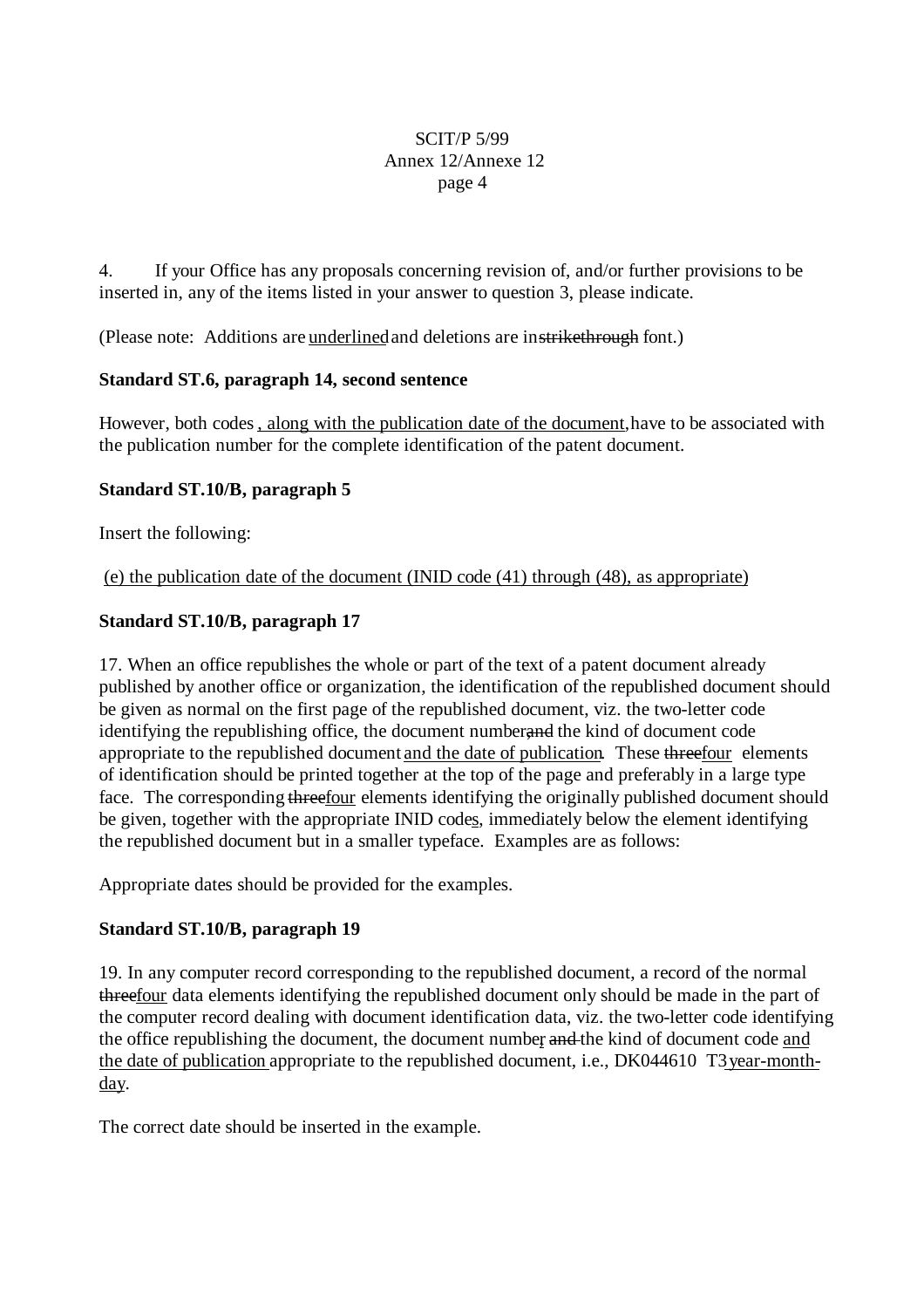4. If your Office has any proposals concerning revision of, and/or further provisions to be inserted in, any of the items listed in your answer to question 3, please indicate.

(Please note: Additions are <u>underlined</u> and deletions are in ~~strikethrough~~ font.)

**Standard ST.6, paragraph 14, second sentence**

However, both codes<u>, along with the publication date of the document,</u> have to be associated with the publication number for the complete identification of the patent document.

**Standard ST.10/B, paragraph 5**

Insert the following:

<u>(e) the publication date of the document (INID code (41) through (48), as appropriate)</u>

**Standard ST.10/B, paragraph 17**

17. When an office republishes the whole or part of the text of a patent document already published by another office or organization, the identification of the republished document should be given as normal on the first page of the republished document, viz. the two-letter code identifying the republishing office, the document number<u>,</u>~~and~~ the kind of document code appropriate to the republished document <u>and the date of publication</u>. These ~~three~~<u>four</u> elements of identification should be printed together at the top of the page and preferably in a large type face. The corresponding ~~three~~<u>four</u> elements identifying the originally published document should be given, together with the appropriate INID code<u>s</u>, immediately below the element identifying the republished document but in a smaller typeface. Examples are as follows:

Appropriate dates should be provided for the examples.

**Standard ST.10/B, paragraph 19**

19. In any computer record corresponding to the republished document, a record of the normal ~~three~~<u>four</u> data elements identifying the republished document only should be made in the part of the computer record dealing with document identification data, viz. the two-letter code identifying the office republishing the document, the document number<u>,</u> ~~and~~ the kind of document code <u>and the date of publication</u> appropriate to the republished document, i.e., DK044610 T3 <u>year-month-day</u>.

The correct date should be inserted in the example.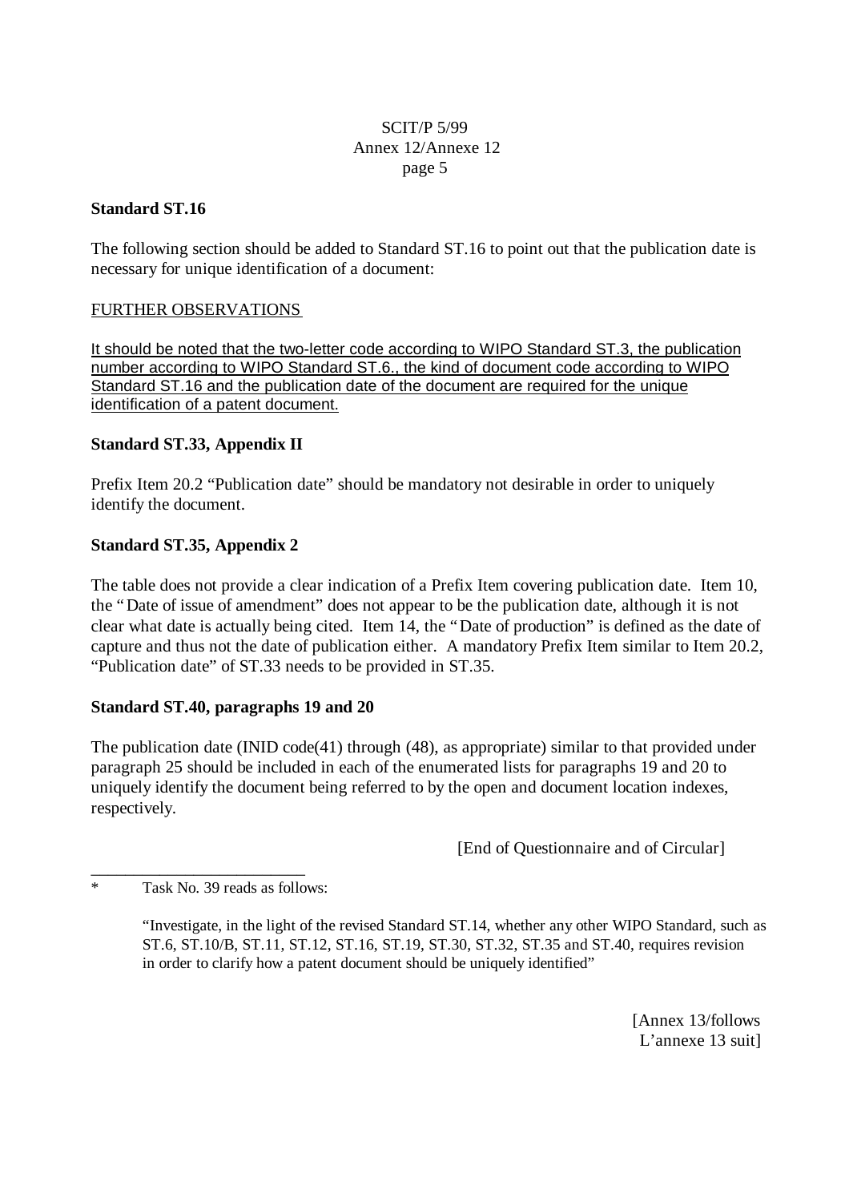**Standard ST.16**

The following section should be added to Standard ST.16 to point out that the publication date is necessary for unique identification of a document:

<u>FURTHER OBSERVATIONS</u>

<u>It should be noted that the two-letter code according to WIPO Standard ST.3, the publication number according to WIPO Standard ST.6., the kind of document code according to WIPO Standard ST.16 and the publication date of the document are required for the unique identification of a patent document.</u>

**Standard ST.33, Appendix II**

Prefix Item 20.2 "Publication date" should be mandatory not desirable in order to uniquely identify the document.

**Standard ST.35, Appendix 2**

The table does not provide a clear indication of a Prefix Item covering publication date. Item 10, the "Date of issue of amendment" does not appear to be the publication date, although it is not clear what date is actually being cited. Item 14, the "Date of production" is defined as the date of capture and thus not the date of publication either. A mandatory Prefix Item similar to Item 20.2, "Publication date" of ST.33 needs to be provided in ST.35.

**Standard ST.40, paragraphs 19 and 20**

The publication date (INID code(41) through (48), as appropriate) similar to that provided under paragraph 25 should be included in each of the enumerated lists for paragraphs 19 and 20 to uniquely identify the document being referred to by the open and document location indexes, respectively.

[End of Questionnaire and of Circular]

---

\* Task No. 39 reads as follows:

> "Investigate, in the light of the revised Standard ST.14, whether any other WIPO Standard, such as ST.6, ST.10/B, ST.11, ST.12, ST.16, ST.19, ST.30, ST.32, ST.35 and ST.40, requires revision in order to clarify how a patent document should be uniquely identified"

[Annex 13/follows
L'annexe 13 suit]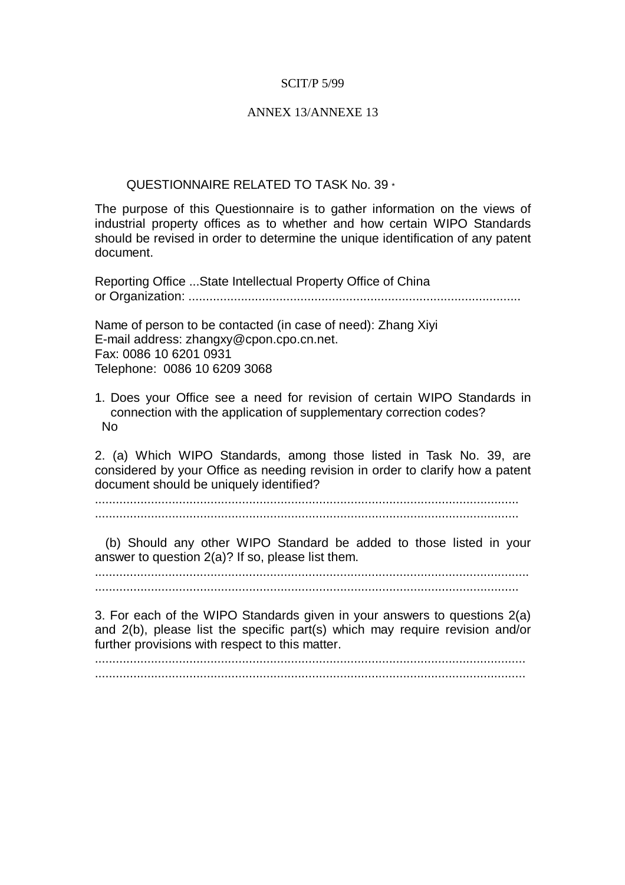SCIT/P 5/99

ANNEX 13/ANNEXE 13

## QUESTIONNAIRE RELATED TO TASK No. 39 *

The purpose of this Questionnaire is to gather information on the views of industrial property offices as to whether and how certain WIPO Standards should be revised in order to determine the unique identification of any patent document.

Reporting Office ...State Intellectual Property Office of China
or Organization: ..............................................................................................

Name of person to be contacted (in case of need): Zhang Xiyi
E-mail address: zhangxy@cpon.cpo.cn.net.
Fax: 0086 10 6201 0931
Telephone: 0086 10 6209 3068

1. Does your Office see a need for revision of certain WIPO Standards in connection with the application of supplementary correction codes?
   No

2. (a) Which WIPO Standards, among those listed in Task No. 39, are considered by your Office as needing revision in order to clarify how a patent document should be uniquely identified?

.........................................................................................................................
.........................................................................................................................

(b) Should any other WIPO Standard be added to those listed in your answer to question 2(a)? If so, please list them.

..........................................................................................................................
.........................................................................................................................

3. For each of the WIPO Standards given in your answers to questions 2(a) and 2(b), please list the specific part(s) which may require revision and/or further provisions with respect to this matter.

..........................................................................................................................
..........................................................................................................................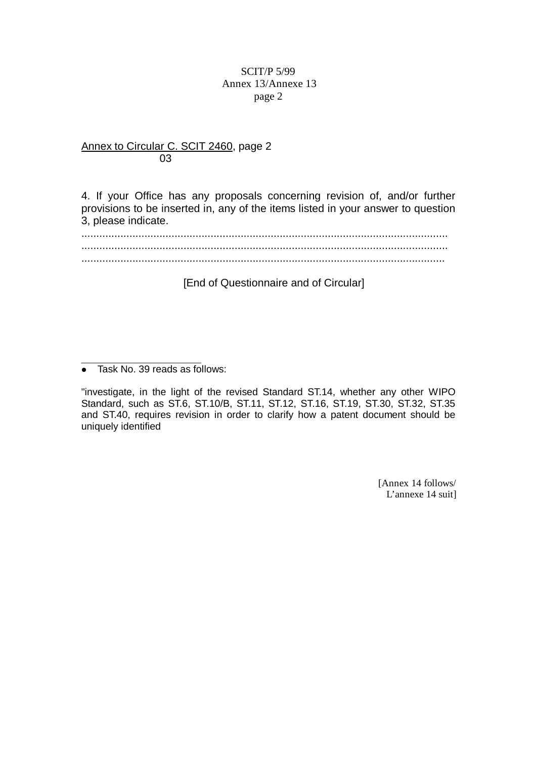Annex to Circular C. SCIT 2460, page 2
03

4. If your Office has any proposals concerning revision of, and/or further provisions to be inserted in, any of the items listed in your answer to question 3, please indicate.

.......................................................................................................................
.......................................................................................................................
......................................................................................................................

[End of Questionnaire and of Circular]

---

● Task No. 39 reads as follows:

"investigate, in the light of the revised Standard ST.14, whether any other WIPO Standard, such as ST.6, ST.10/B, ST.11, ST.12, ST.16, ST.19, ST.30, ST.32, ST.35 and ST.40, requires revision in order to clarify how a patent document should be uniquely identified

[Annex 14 follows/
L'annexe 14 suit]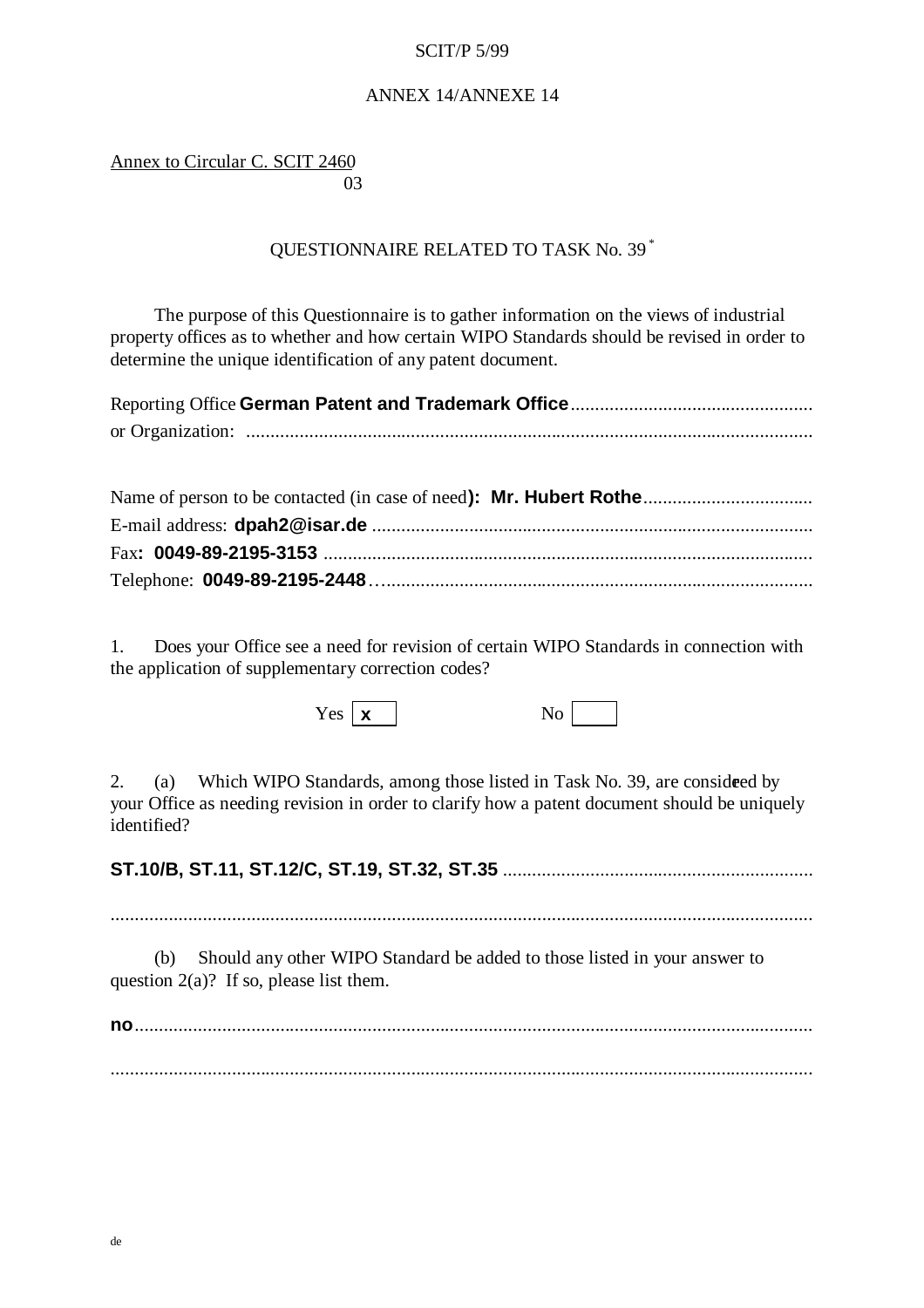ANNEX 14/ANNEXE 14

Annex to Circular C. SCIT 2460
03

QUESTIONNAIRE RELATED TO TASK No. 39 [*]

The purpose of this Questionnaire is to gather information on the views of industrial property offices as to whether and how certain WIPO Standards should be revised in order to determine the unique identification of any patent document.

Reporting Office **German Patent and Trademark Office**
or Organization:

Name of person to be contacted (in case of need**): Mr. Hubert Rothe**
E-mail address: **dpah2@isar.de**
Fax**: 0049-89-2195-3153**
Telephone: **0049-89-2195-2448**

1. Does your Office see a need for revision of certain WIPO Standards in connection with the application of supplementary correction codes?

Yes [**x**] No [ ]

2. (a) Which WIPO Standards, among those listed in Task No. 39, are considered by your Office as needing revision in order to clarify how a patent document should be uniquely identified?

**ST.10/B, ST.11, ST.12/C, ST.19, ST.32, ST.35**

(b) Should any other WIPO Standard be added to those listed in your answer to question 2(a)? If so, please list them.

**no**

de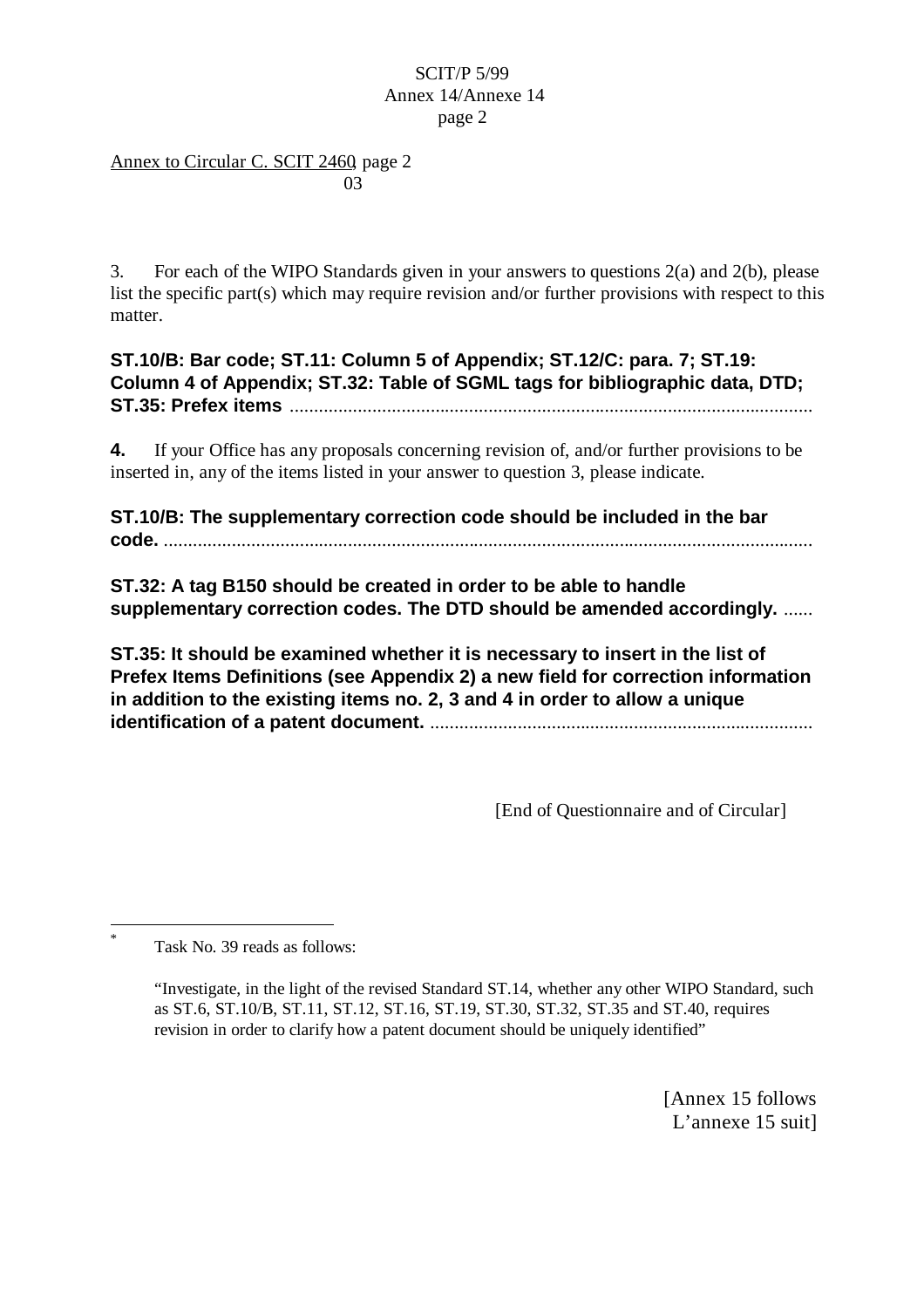Annex to Circular C. SCIT 2460, page 2
03

3. For each of the WIPO Standards given in your answers to questions 2(a) and 2(b), please list the specific part(s) which may require revision and/or further provisions with respect to this matter.

**ST.10/B: Bar code; ST.11: Column 5 of Appendix; ST.12/C: para. 7; ST.19: Column 4 of Appendix; ST.32: Table of SGML tags for bibliographic data, DTD; ST.35: Prefex items** ............................................................................................................

**4.** If your Office has any proposals concerning revision of, and/or further provisions to be inserted in, any of the items listed in your answer to question 3, please indicate.

**ST.10/B: The supplementary correction code should be included in the bar code.** ......................................................................................................................................

**ST.32: A tag B150 should be created in order to be able to handle supplementary correction codes. The DTD should be amended accordingly.** ......

**ST.35: It should be examined whether it is necessary to insert in the list of Prefex Items Definitions (see Appendix 2) a new field for correction information in addition to the existing items no. 2, 3 and 4 in order to allow a unique identification of a patent document.** ...............................................................................

[End of Questionnaire and of Circular]

---

\* Task No. 39 reads as follows:

"Investigate, in the light of the revised Standard ST.14, whether any other WIPO Standard, such as ST.6, ST.10/B, ST.11, ST.12, ST.16, ST.19, ST.30, ST.32, ST.35 and ST.40, requires revision in order to clarify how a patent document should be uniquely identified"

[Annex 15 follows
L'annexe 15 suit]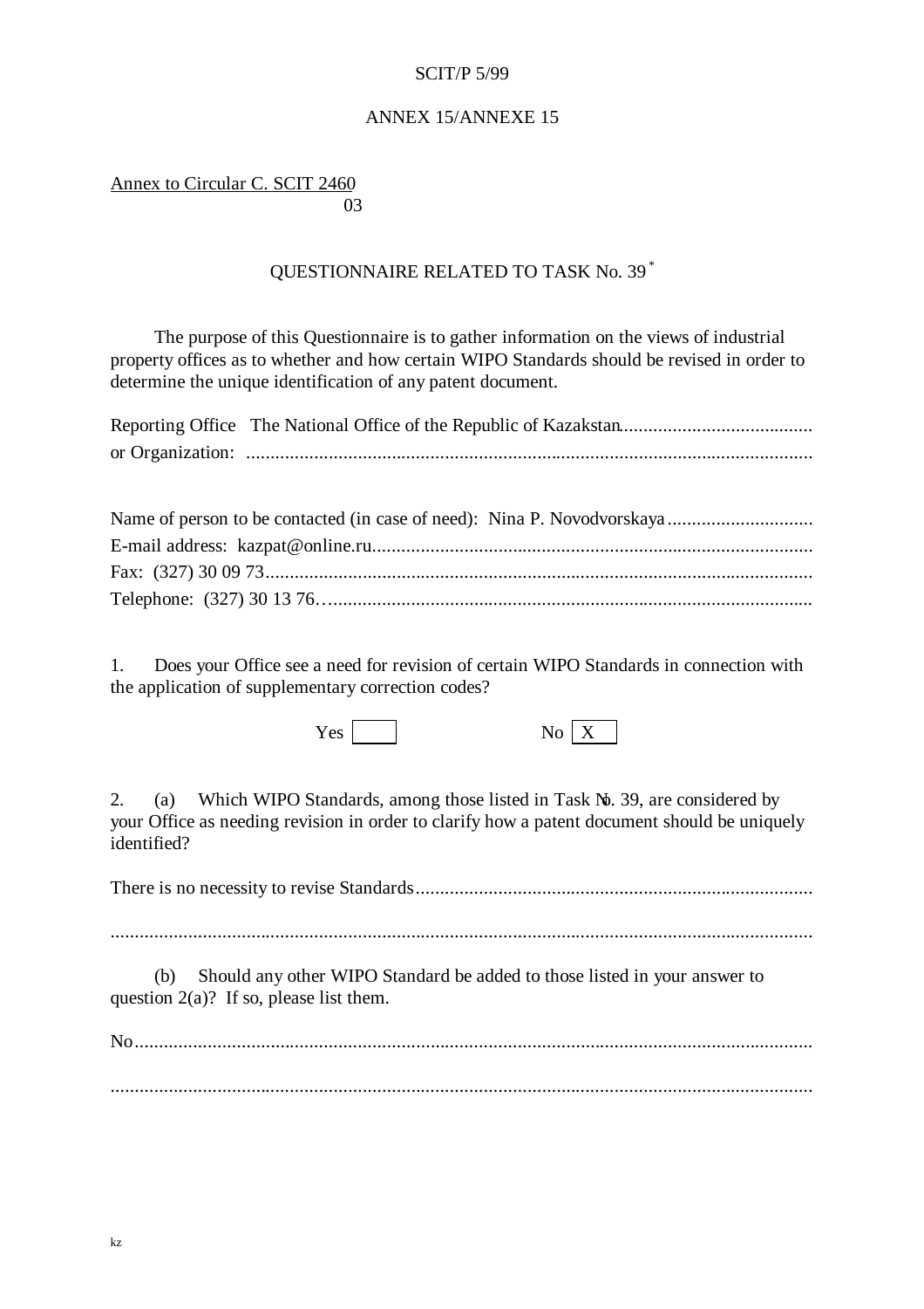SCIT/P 5/99

ANNEX 15/ANNEXE 15

Annex to Circular C. SCIT 2460
03

QUESTIONNAIRE RELATED TO TASK No. 39 *

The purpose of this Questionnaire is to gather information on the views of industrial property offices as to whether and how certain WIPO Standards should be revised in order to determine the unique identification of any patent document.

Reporting Office or Organization: The National Office of the Republic of Kazakstan

Name of person to be contacted (in case of need): Nina P. Novodvorskaya
E-mail address: kazpat@online.ru
Fax: (327) 30 09 73
Telephone: (327) 30 13 76…

1. Does your Office see a need for revision of certain WIPO Standards in connection with the application of supplementary correction codes?

Yes [ ] No [X]

2. (a) Which WIPO Standards, among those listed in Task No. 39, are considered by your Office as needing revision in order to clarify how a patent document should be uniquely identified?

There is no necessity to revise Standards

(b) Should any other WIPO Standard be added to those listed in your answer to question 2(a)? If so, please list them.

No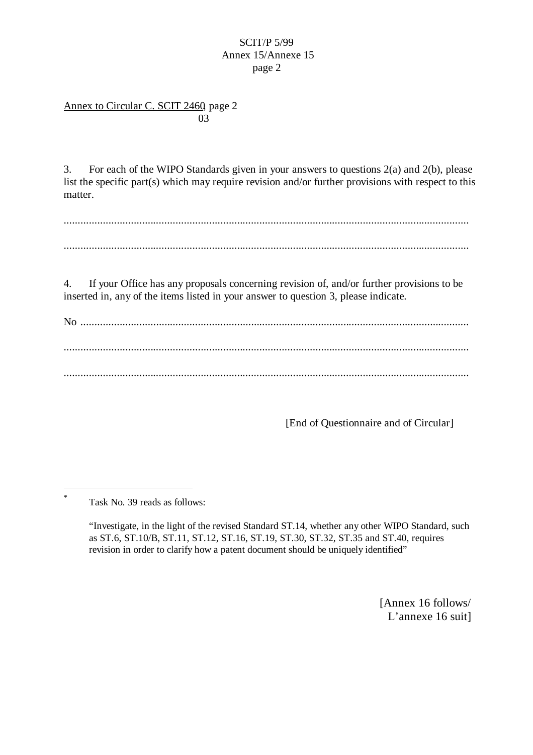Annex to Circular C. SCIT 2460, page 2
03

3. For each of the WIPO Standards given in your answers to questions 2(a) and 2(b), please list the specific part(s) which may require revision and/or further provisions with respect to this matter.

..................................................................................................................................................

..................................................................................................................................................

4. If your Office has any proposals concerning revision of, and/or further provisions to be inserted in, any of the items listed in your answer to question 3, please indicate.

No ...........................................................................................................................................

..................................................................................................................................................

..................................................................................................................................................

[End of Questionnaire and of Circular]

---

\* Task No. 39 reads as follows:

"Investigate, in the light of the revised Standard ST.14, whether any other WIPO Standard, such as ST.6, ST.10/B, ST.11, ST.12, ST.16, ST.19, ST.30, ST.32, ST.35 and ST.40, requires revision in order to clarify how a patent document should be uniquely identified"

[Annex 16 follows/
L'annexe 16 suit]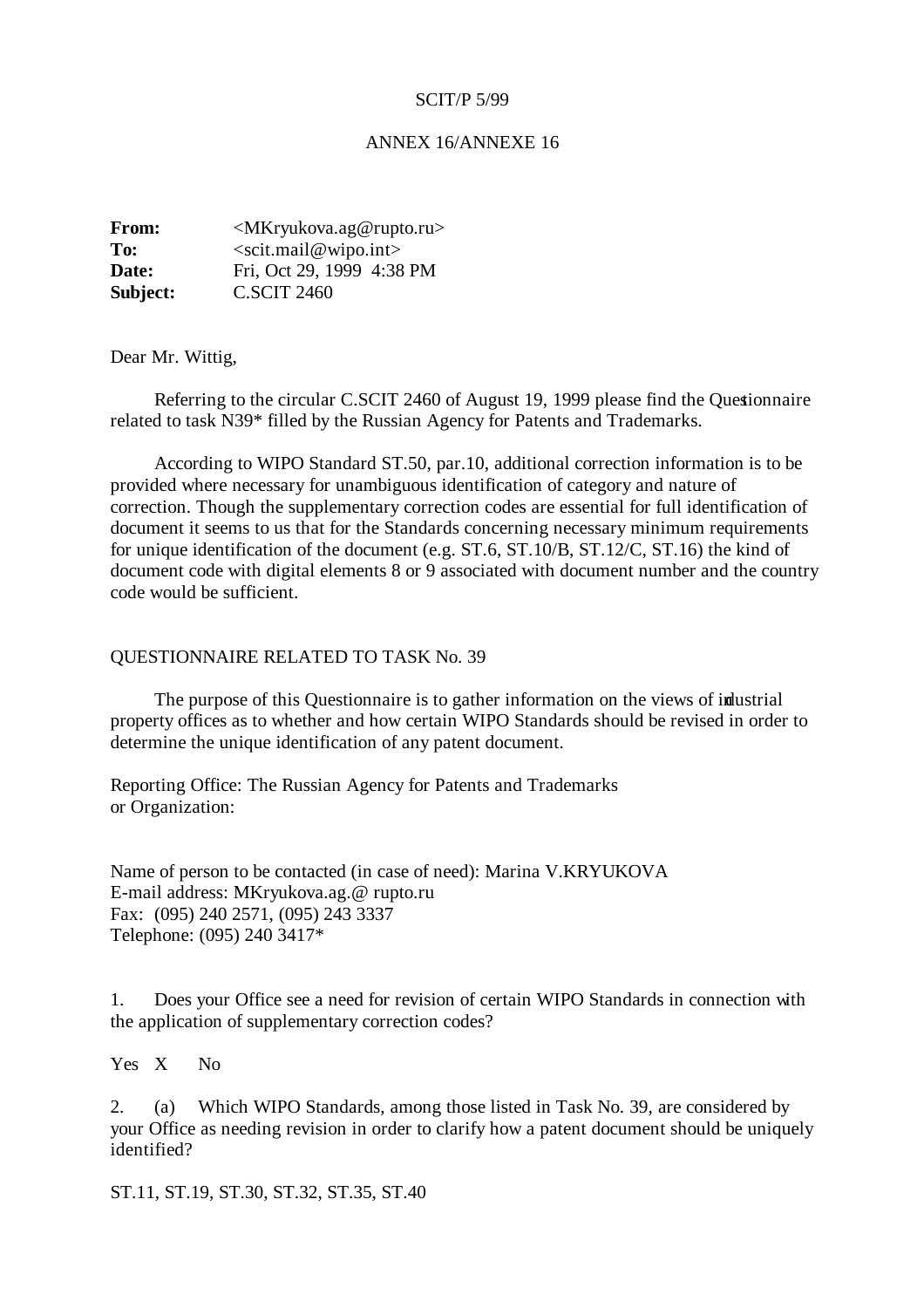SCIT/P 5/99

ANNEX 16/ANNEXE 16

**From:** <MKryukova.ag@rupto.ru>
**To:** <scit.mail@wipo.int>
**Date:** Fri, Oct 29, 1999 4:38 PM
**Subject:** C.SCIT 2460

Dear Mr. Wittig,

Referring to the circular C.SCIT 2460 of August 19, 1999 please find the Questionnaire related to task N39* filled by the Russian Agency for Patents and Trademarks.

According to WIPO Standard ST.50, par.10, additional correction information is to be provided where necessary for unambiguous identification of category and nature of correction. Though the supplementary correction codes are essential for full identification of document it seems to us that for the Standards concerning necessary minimum requirements for unique identification of the document (e.g. ST.6, ST.10/B, ST.12/C, ST.16) the kind of document code with digital elements 8 or 9 associated with document number and the country code would be sufficient.

QUESTIONNAIRE RELATED TO TASK No. 39

The purpose of this Questionnaire is to gather information on the views of industrial property offices as to whether and how certain WIPO Standards should be revised in order to determine the unique identification of any patent document.

Reporting Office: The Russian Agency for Patents and Trademarks
or Organization:

Name of person to be contacted (in case of need): Marina V.KRYUKOVA
E-mail address: MKryukova.ag.@ rupto.ru
Fax: (095) 240 2571, (095) 243 3337
Telephone: (095) 240 3417*

1. Does your Office see a need for revision of certain WIPO Standards in connection with the application of supplementary correction codes?

Yes X No

2. (a) Which WIPO Standards, among those listed in Task No. 39, are considered by your Office as needing revision in order to clarify how a patent document should be uniquely identified?

ST.11, ST.19, ST.30, ST.32, ST.35, ST.40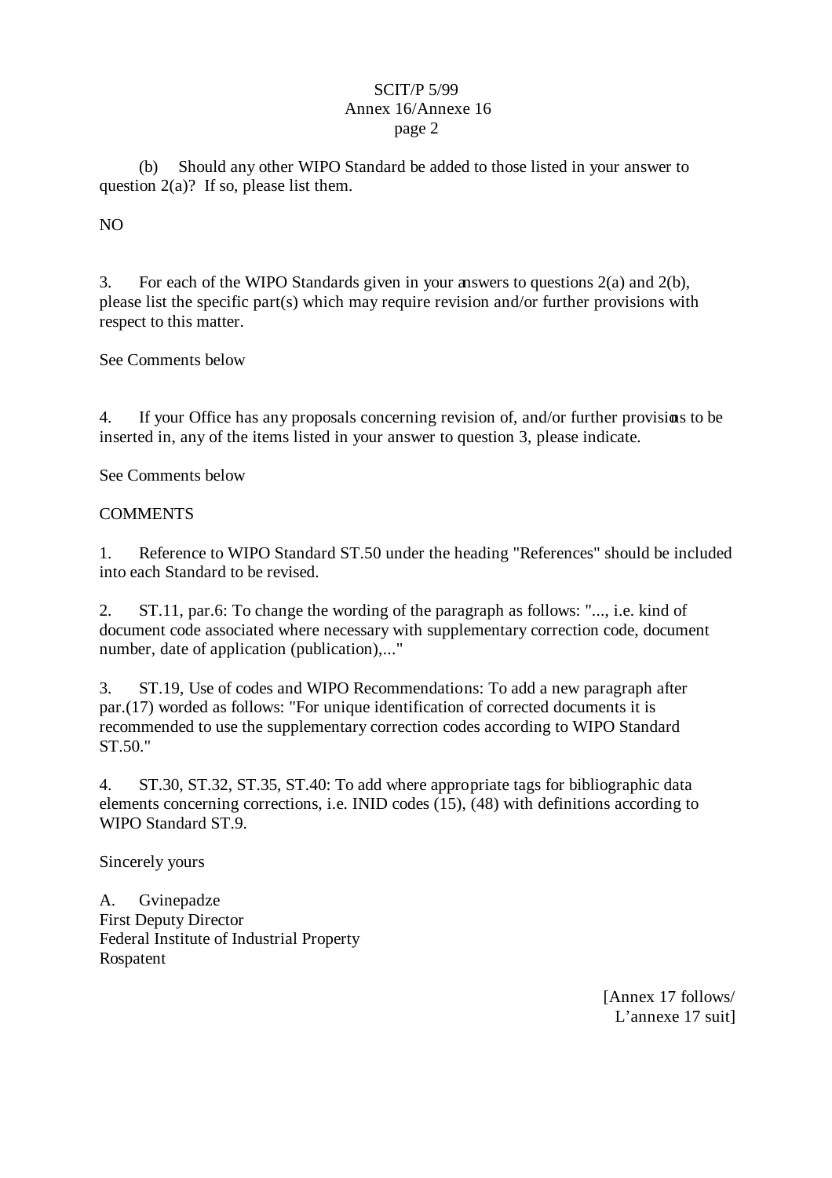(b) Should any other WIPO Standard be added to those listed in your answer to question 2(a)? If so, please list them.

NO

3. For each of the WIPO Standards given in your answers to questions 2(a) and 2(b), please list the specific part(s) which may require revision and/or further provisions with respect to this matter.

See Comments below

4. If your Office has any proposals concerning revision of, and/or further provisions to be inserted in, any of the items listed in your answer to question 3, please indicate.

See Comments below

COMMENTS

1. Reference to WIPO Standard ST.50 under the heading "References" should be included into each Standard to be revised.

2. ST.11, par.6: To change the wording of the paragraph as follows: "..., i.e. kind of document code associated where necessary with supplementary correction code, document number, date of application (publication),..."

3. ST.19, Use of codes and WIPO Recommendations: To add a new paragraph after par.(17) worded as follows: "For unique identification of corrected documents it is recommended to use the supplementary correction codes according to WIPO Standard ST.50."

4. ST.30, ST.32, ST.35, ST.40: To add where appropriate tags for bibliographic data elements concerning corrections, i.e. INID codes (15), (48) with definitions according to WIPO Standard ST.9.

Sincerely yours

A. Gvinepadze
First Deputy Director
Federal Institute of Industrial Property
Rospatent

[Annex 17 follows/
L'annexe 17 suit]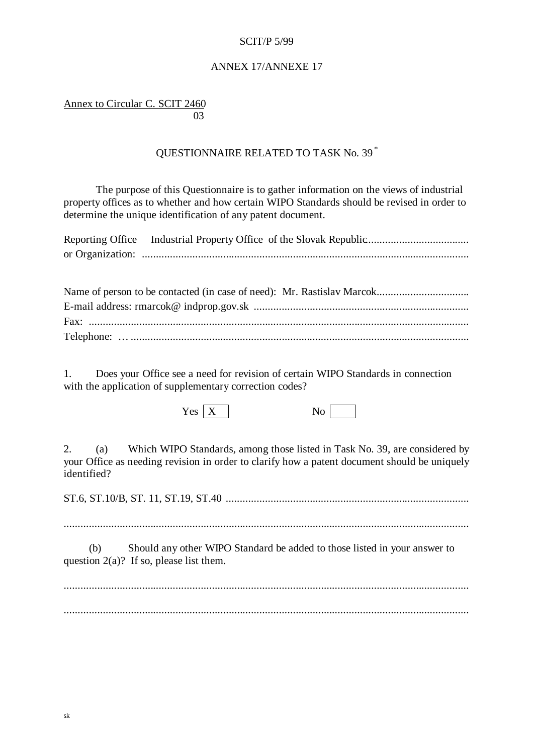SCIT/P 5/99

ANNEX 17/ANNEXE 17

Annex to Circular C. SCIT 2460
03

## QUESTIONNAIRE RELATED TO TASK No. 39 *

The purpose of this Questionnaire is to gather information on the views of industrial property offices as to whether and how certain WIPO Standards should be revised in order to determine the unique identification of any patent document.

Reporting Office or Organization: Industrial Property Office of the Slovak Republic

Name of person to be contacted (in case of need): Mr. Rastislav Marcok
E-mail address: rmarcok@ indprop.gov.sk
Fax:
Telephone: …

1. Does your Office see a need for revision of certain WIPO Standards in connection with the application of supplementary correction codes?

Yes [X]  No [ ]

2. (a) Which WIPO Standards, among those listed in Task No. 39, are considered by your Office as needing revision in order to clarify how a patent document should be uniquely identified?

ST.6, ST.10/B, ST. 11, ST.19, ST.40

(b) Should any other WIPO Standard be added to those listed in your answer to question 2(a)? If so, please list them.

sk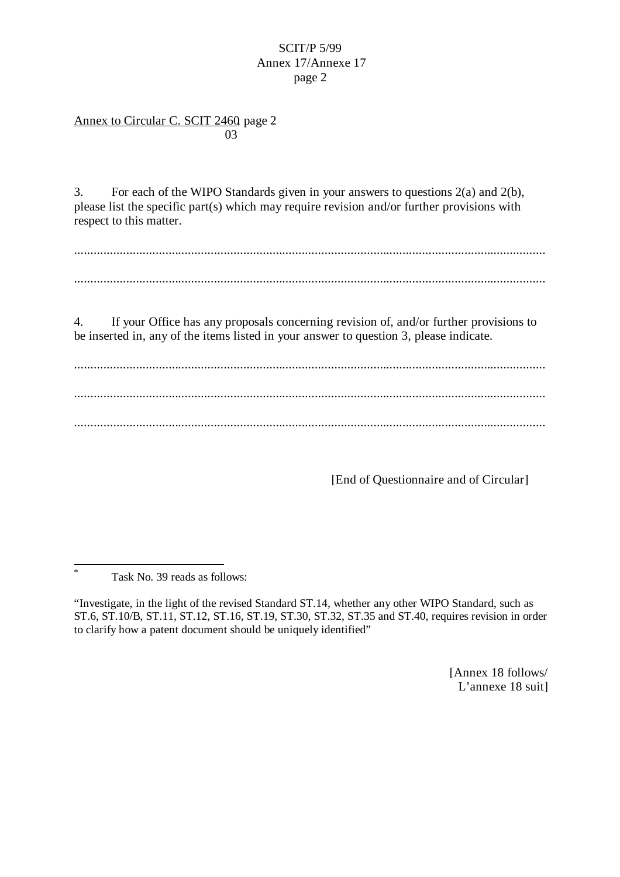Annex to Circular C. SCIT 2460, page 2
03

3. For each of the WIPO Standards given in your answers to questions 2(a) and 2(b), please list the specific part(s) which may require revision and/or further provisions with respect to this matter.

................................................................................................................................................

................................................................................................................................................

4. If your Office has any proposals concerning revision of, and/or further provisions to be inserted in, any of the items listed in your answer to question 3, please indicate.

................................................................................................................................................

................................................................................................................................................

................................................................................................................................................

[End of Questionnaire and of Circular]

---

* Task No. 39 reads as follows:

"Investigate, in the light of the revised Standard ST.14, whether any other WIPO Standard, such as ST.6, ST.10/B, ST.11, ST.12, ST.16, ST.19, ST.30, ST.32, ST.35 and ST.40, requires revision in order to clarify how a patent document should be uniquely identified"

[Annex 18 follows/
L'annexe 18 suit]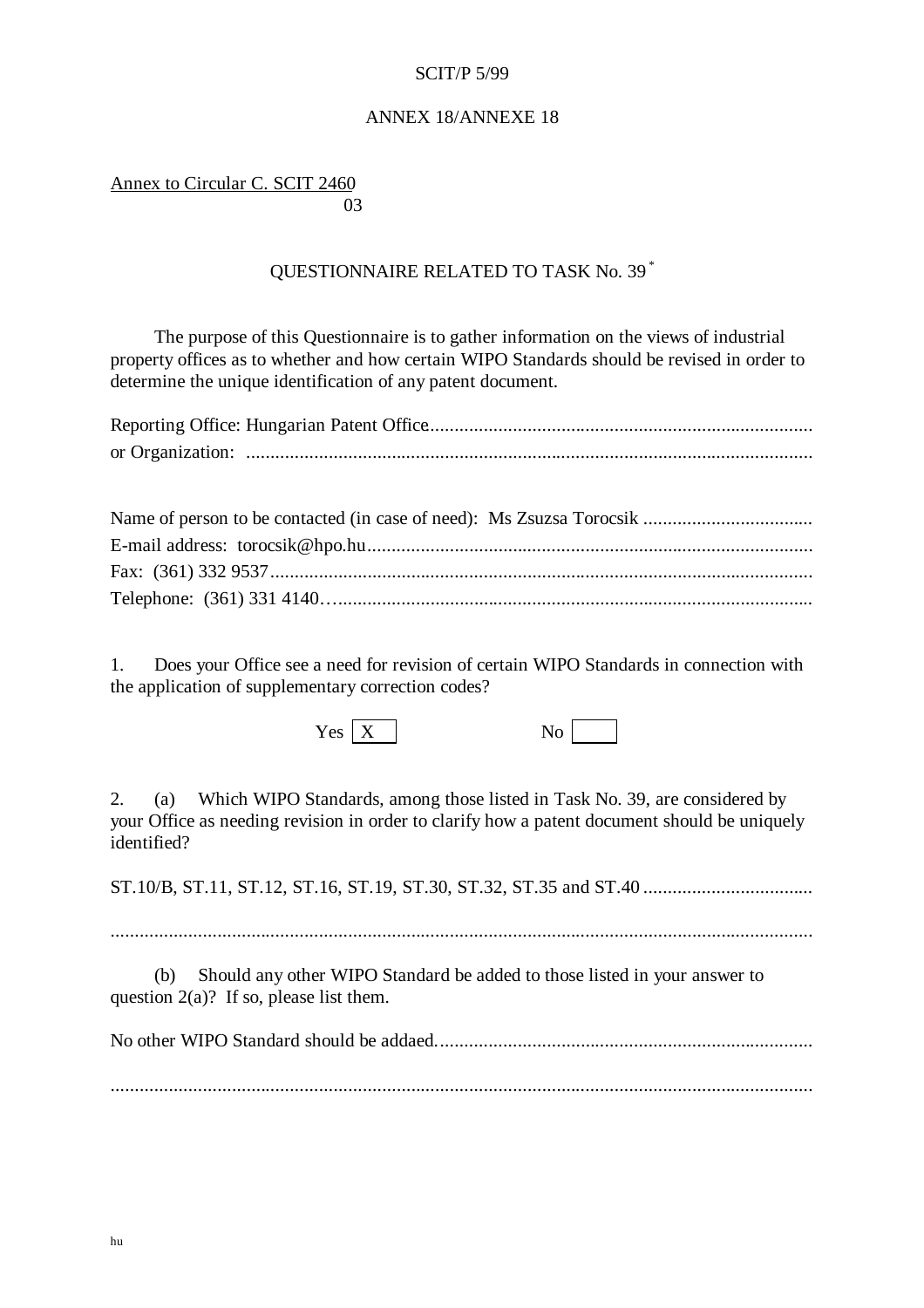SCIT/P 5/99

ANNEX 18/ANNEXE 18

Annex to Circular C. SCIT 2460
03

QUESTIONNAIRE RELATED TO TASK No. 39 [*]

The purpose of this Questionnaire is to gather information on the views of industrial property offices as to whether and how certain WIPO Standards should be revised in order to determine the unique identification of any patent document.

Reporting Office: Hungarian Patent Office..............................................................................
or Organization: ....................................................................................................................

Name of person to be contacted (in case of need): Ms Zsuzsa Torocsik ..................................
E-mail address: torocsik@hpo.hu...........................................................................................
Fax: (361) 332 9537...............................................................................................................
Telephone: (361) 331 4140…..................................................................................................

1. Does your Office see a need for revision of certain WIPO Standards in connection with the application of supplementary correction codes?

Yes [X] No [ ]

2. (a) Which WIPO Standards, among those listed in Task No. 39, are considered by your Office as needing revision in order to clarify how a patent document should be uniquely identified?

ST.10/B, ST.11, ST.12, ST.16, ST.19, ST.30, ST.32, ST.35 and ST.40 ..................................

.................................................................................................................................................

(b) Should any other WIPO Standard be added to those listed in your answer to question 2(a)? If so, please list them.

No other WIPO Standard should be addaed............................................................................

.................................................................................................................................................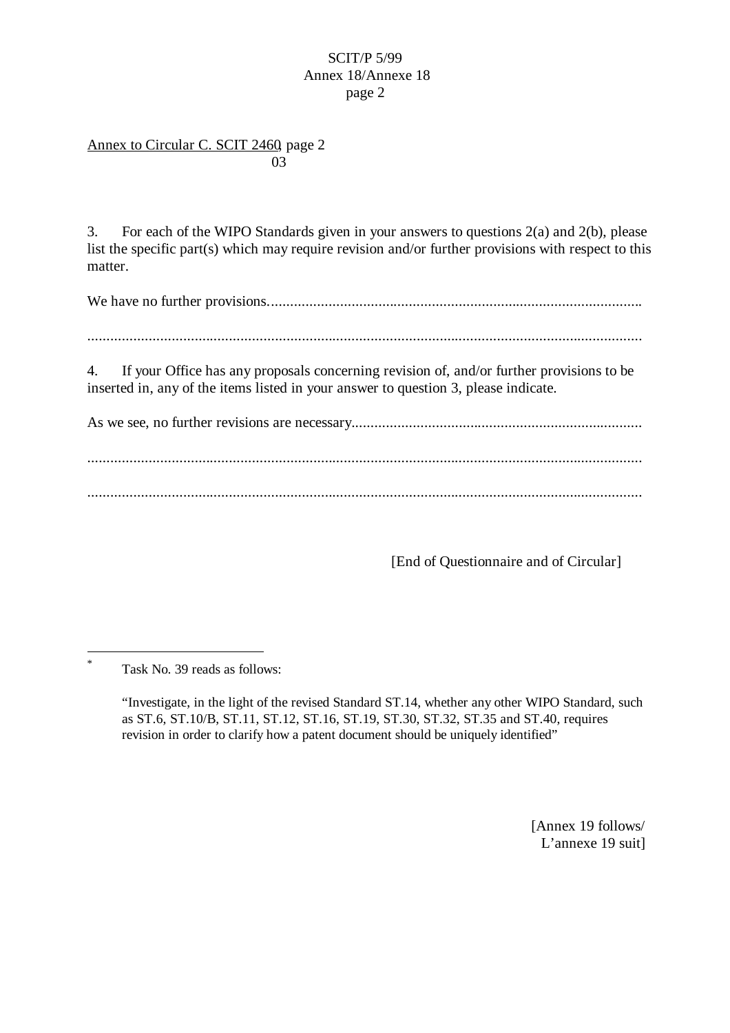Annex to Circular C. SCIT 2460, page 2
03

3. For each of the WIPO Standards given in your answers to questions 2(a) and 2(b), please list the specific part(s) which may require revision and/or further provisions with respect to this matter.

We have no further provisions..................................................................................................

..................................................................................................................................................

4. If your Office has any proposals concerning revision of, and/or further provisions to be inserted in, any of the items listed in your answer to question 3, please indicate.

As we see, no further revisions are necessary............................................................................

..................................................................................................................................................

..................................................................................................................................................

[End of Questionnaire and of Circular]

---

* Task No. 39 reads as follows:

"Investigate, in the light of the revised Standard ST.14, whether any other WIPO Standard, such as ST.6, ST.10/B, ST.11, ST.12, ST.16, ST.19, ST.30, ST.32, ST.35 and ST.40, requires revision in order to clarify how a patent document should be uniquely identified"

[Annex 19 follows/
L'annexe 19 suit]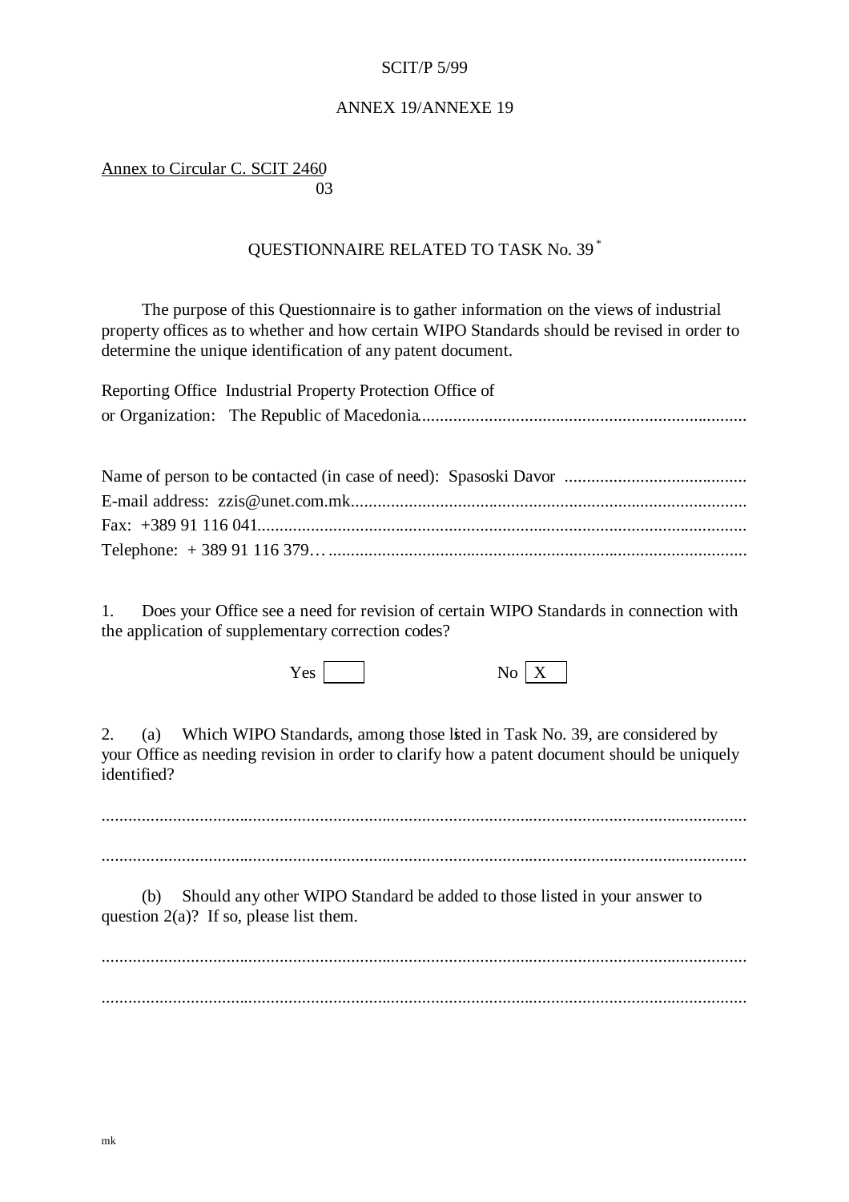SCIT/P 5/99

ANNEX 19/ANNEXE 19

Annex to Circular C. SCIT 2460
03

## QUESTIONNAIRE RELATED TO TASK No. 39 *

The purpose of this Questionnaire is to gather information on the views of industrial property offices as to whether and how certain WIPO Standards should be revised in order to determine the unique identification of any patent document.

Reporting Office or Organization: Industrial Property Protection Office of The Republic of Macedonia..........................................................................

Name of person to be contacted (in case of need): Spasoski Davor .........................................

E-mail address: zzis@unet.com.mk..........................................................................................

Fax: +389 91 116 041..............................................................................................................

Telephone: + 389 91 116 379… ..............................................................................................

1. Does your Office see a need for revision of certain WIPO Standards in connection with the application of supplementary correction codes?

Yes [ ]    No [X]

2. (a) Which WIPO Standards, among those listed in Task No. 39, are considered by your Office as needing revision in order to clarify how a patent document should be uniquely identified?

..................................................................................................................................

..................................................................................................................................

(b) Should any other WIPO Standard be added to those listed in your answer to question 2(a)? If so, please list them.

..................................................................................................................................

..................................................................................................................................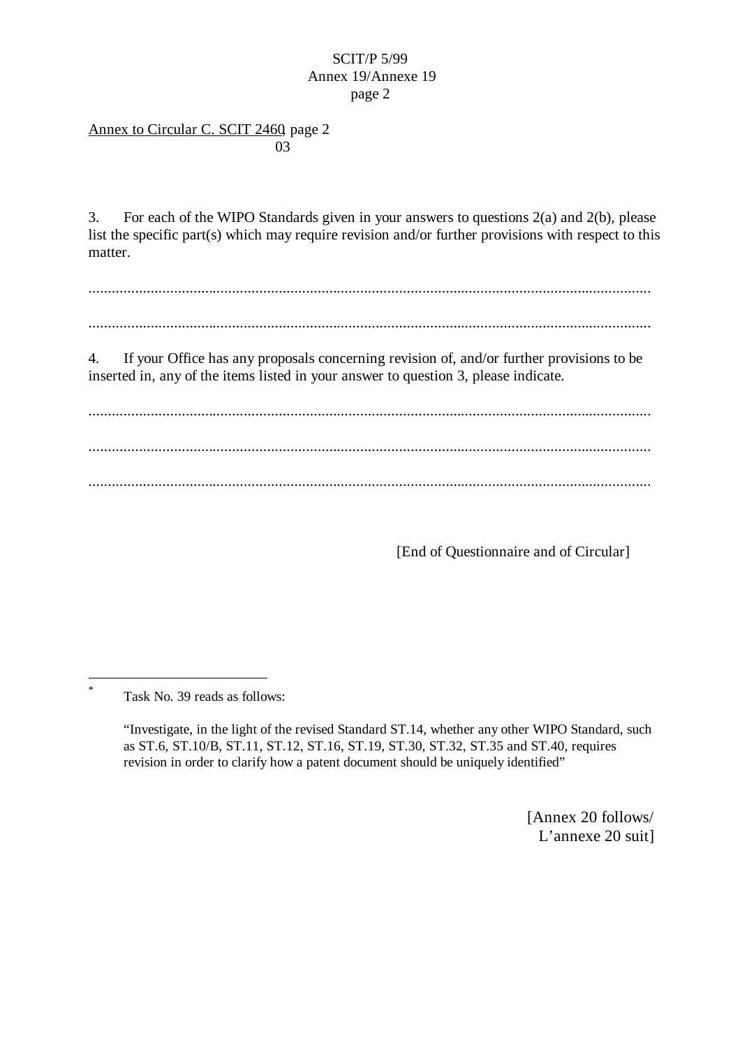Annex to Circular C. SCIT 2460, page 2
03

3. For each of the WIPO Standards given in your answers to questions 2(a) and 2(b), please list the specific part(s) which may require revision and/or further provisions with respect to this matter.

..................................................................................................................................................

..................................................................................................................................................

4. If your Office has any proposals concerning revision of, and/or further provisions to be inserted in, any of the items listed in your answer to question 3, please indicate.

..................................................................................................................................................

..................................................................................................................................................

..................................................................................................................................................

[End of Questionnaire and of Circular]

---

* Task No. 39 reads as follows:

"Investigate, in the light of the revised Standard ST.14, whether any other WIPO Standard, such as ST.6, ST.10/B, ST.11, ST.12, ST.16, ST.19, ST.30, ST.32, ST.35 and ST.40, requires revision in order to clarify how a patent document should be uniquely identified"

[Annex 20 follows/
L'annexe 20 suit]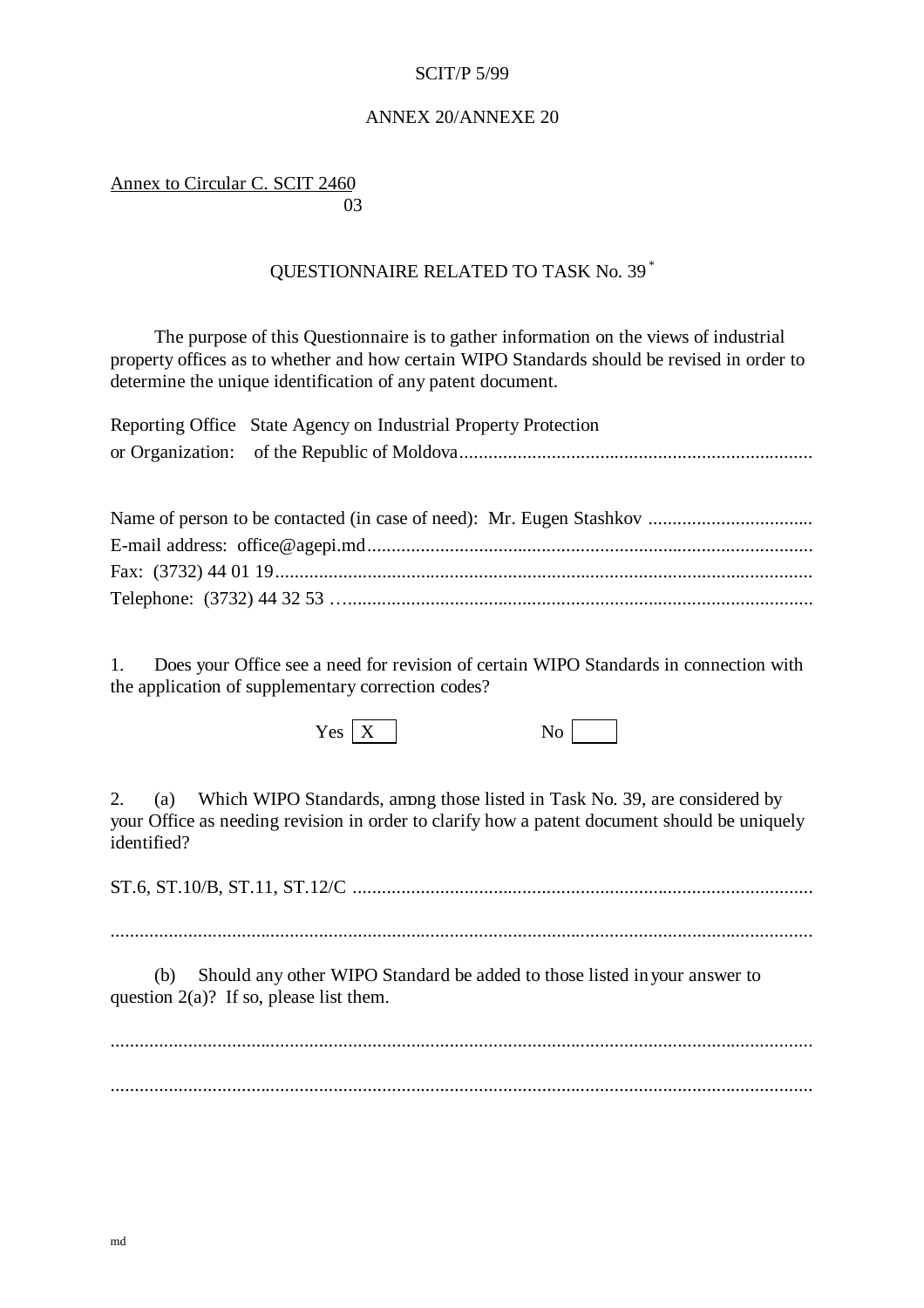SCIT/P 5/99

ANNEX 20/ANNEXE 20

Annex to Circular C. SCIT 2460
03

## QUESTIONNAIRE RELATED TO TASK No. 39 [*]

The purpose of this Questionnaire is to gather information on the views of industrial property offices as to whether and how certain WIPO Standards should be revised in order to determine the unique identification of any patent document.

Reporting Office or Organization: State Agency on Industrial Property Protection of the Republic of Moldova.........................................................................

Name of person to be contacted (in case of need): Mr. Eugen Stashkov .................................
E-mail address: office@agepi.md...........................................................................................
Fax: (3732) 44 01 19..............................................................................................................
Telephone: (3732) 44 32 53 ……..........................................................................................

1. Does your Office see a need for revision of certain WIPO Standards in connection with the application of supplementary correction codes?

Yes [X] No [ ]

2. (a) Which WIPO Standards, among those listed in Task No. 39, are considered by your Office as needing revision in order to clarify how a patent document should be uniquely identified?

ST.6, ST.10/B, ST.11, ST.12/C ..............................................................................................

................................................................................................................................................

(b) Should any other WIPO Standard be added to those listed in your answer to question 2(a)? If so, please list them.

................................................................................................................................................

................................................................................................................................................

md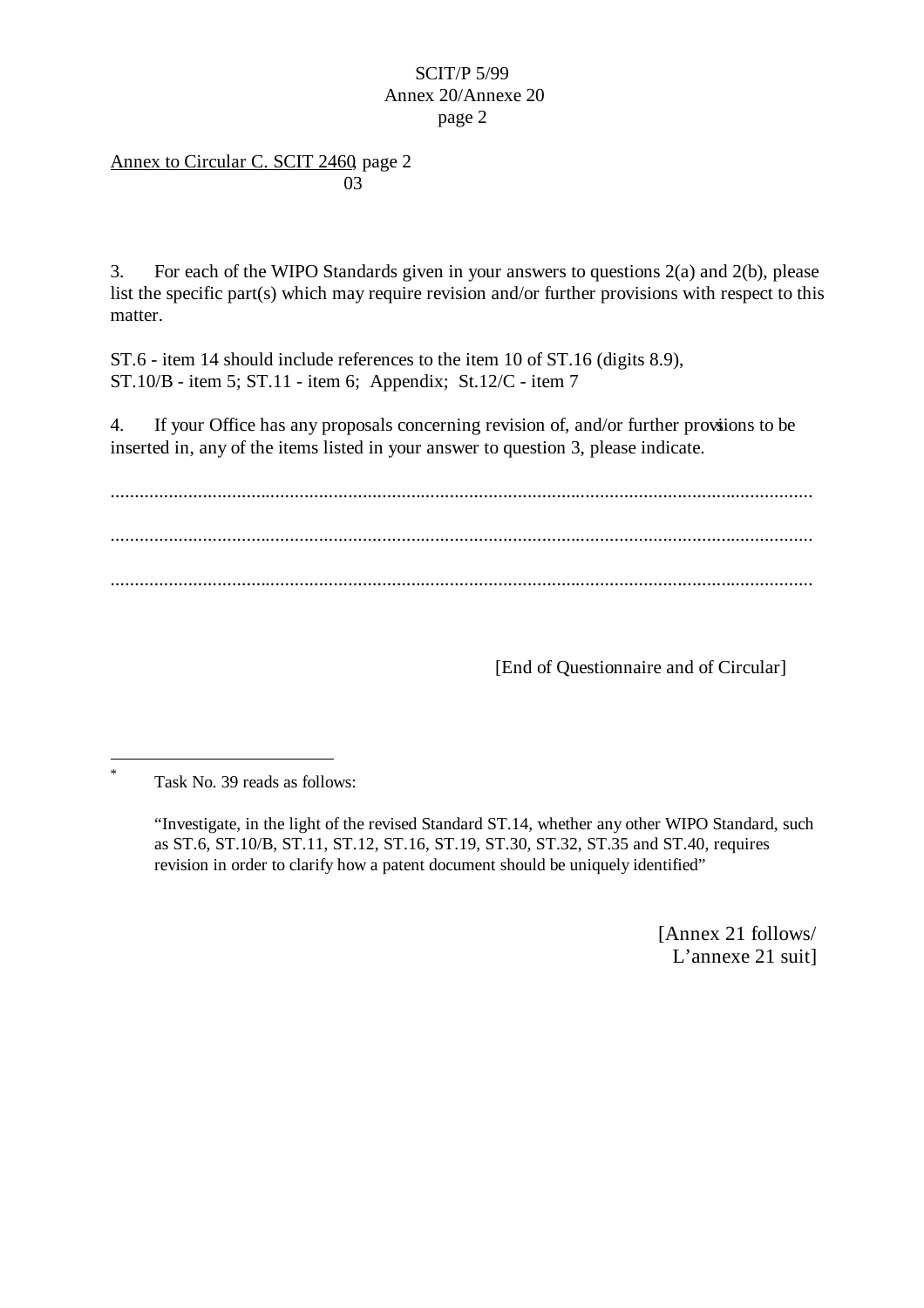Annex to Circular C. SCIT 2460, page 2
03

3. For each of the WIPO Standards given in your answers to questions 2(a) and 2(b), please list the specific part(s) which may require revision and/or further provisions with respect to this matter.

ST.6 - item 14 should include references to the item 10 of ST.16 (digits 8.9),
ST.10/B - item 5; ST.11 - item 6; Appendix; St.12/C - item 7

4. If your Office has any proposals concerning revision of, and/or further provisions to be inserted in, any of the items listed in your answer to question 3, please indicate.

.................................................................................................................................................

.................................................................................................................................................

.................................................................................................................................................

[End of Questionnaire and of Circular]

---

\* Task No. 39 reads as follows:

"Investigate, in the light of the revised Standard ST.14, whether any other WIPO Standard, such as ST.6, ST.10/B, ST.11, ST.12, ST.16, ST.19, ST.30, ST.32, ST.35 and ST.40, requires revision in order to clarify how a patent document should be uniquely identified"

[Annex 21 follows/
L'annexe 21 suit]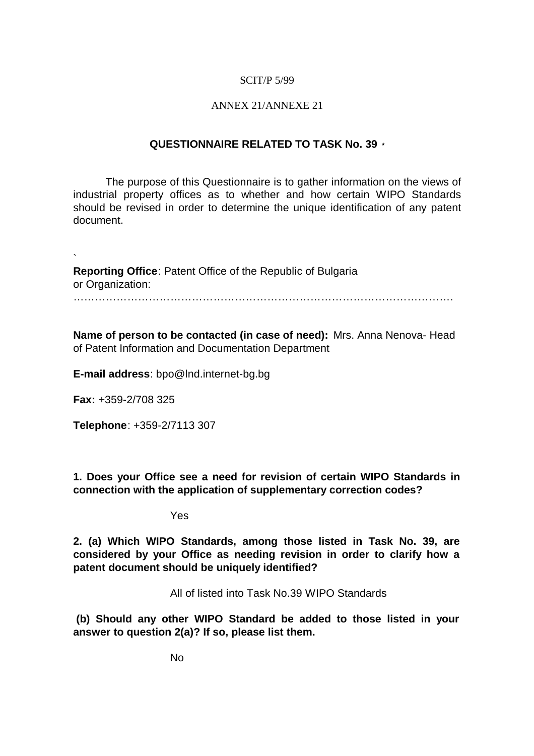SCIT/P 5/99

ANNEX 21/ANNEXE 21

## QUESTIONNAIRE RELATED TO TASK No. 39 *

The purpose of this Questionnaire is to gather information on the views of industrial property offices as to whether and how certain WIPO Standards should be revised in order to determine the unique identification of any patent document.

`

**Reporting Office**: Patent Office of the Republic of Bulgaria
or Organization:
…………………………………………………………………………………………….

**Name of person to be contacted (in case of need):** Mrs. Anna Nenova- Head of Patent Information and Documentation Department

**E-mail address**: bpo@lnd.internet-bg.bg

**Fax:** +359-2/708 325

**Telephone**: +359-2/7113 307

**1. Does your Office see a need for revision of certain WIPO Standards in connection with the application of supplementary correction codes?**

Yes

**2. (a) Which WIPO Standards, among those listed in Task No. 39, are considered by your Office as needing revision in order to clarify how a patent document should be uniquely identified?**

All of listed into Task No.39 WIPO Standards

**(b) Should any other WIPO Standard be added to those listed in your answer to question 2(a)? If so, please list them.**

No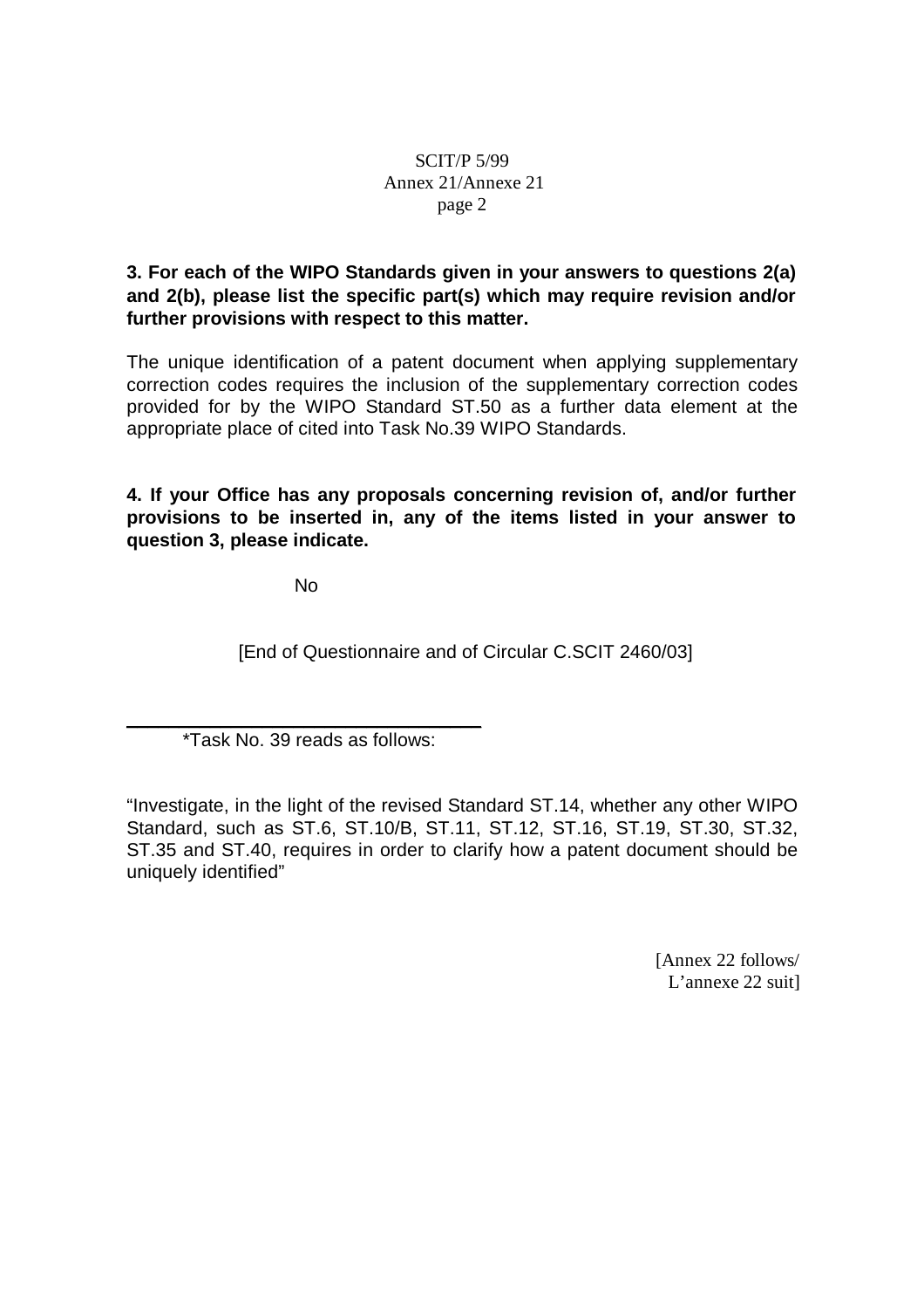**3. For each of the WIPO Standards given in your answers to questions 2(a) and 2(b), please list the specific part(s) which may require revision and/or further provisions with respect to this matter.**

The unique identification of a patent document when applying supplementary correction codes requires the inclusion of the supplementary correction codes provided for by the WIPO Standard ST.50 as a further data element at the appropriate place of cited into Task No.39 WIPO Standards.

**4. If your Office has any proposals concerning revision of, and/or further provisions to be inserted in, any of the items listed in your answer to question 3, please indicate.**

No

[End of Questionnaire and of Circular C.SCIT 2460/03]

---

*Task No. 39 reads as follows:

"Investigate, in the light of the revised Standard ST.14, whether any other WIPO Standard, such as ST.6, ST.10/B, ST.11, ST.12, ST.16, ST.19, ST.30, ST.32, ST.35 and ST.40, requires in order to clarify how a patent document should be uniquely identified"

[Annex 22 follows/
L'annexe 22 suit]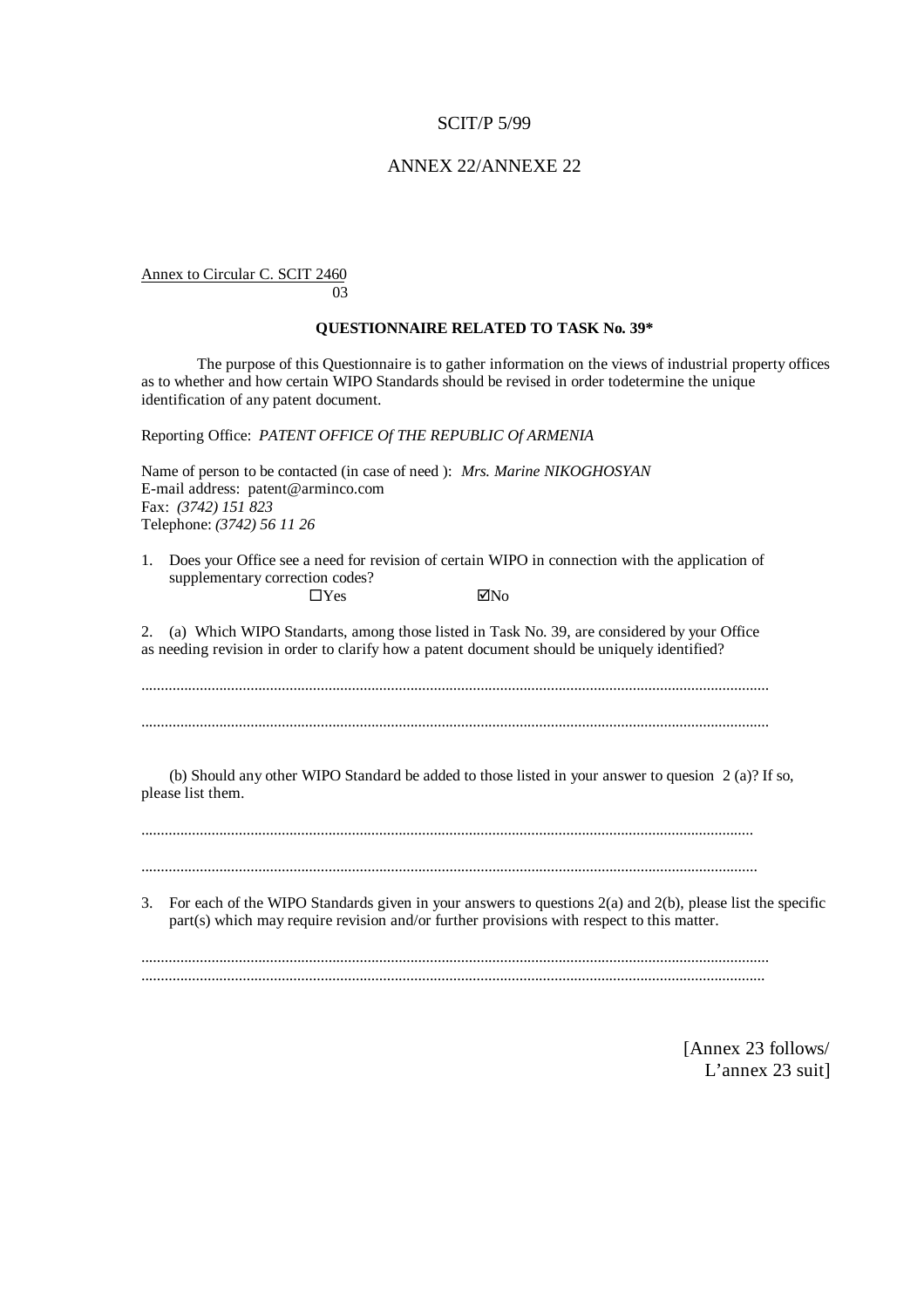SCIT/P 5/99

ANNEX 22/ANNEXE 22

Annex to Circular C. SCIT 2460
03

**QUESTIONNAIRE RELATED TO TASK No. 39***

The purpose of this Questionnaire is to gather information on the views of industrial property offices as to whether and how certain WIPO Standards should be revised in order todetermine the unique identification of any patent document.

Reporting Office: *PATENT OFFICE Of THE REPUBLIC Of ARMENIA*

Name of person to be contacted (in case of need ): *Mrs. Marine NIKOGHOSYAN*
E-mail address: patent@arminco.com
Fax: *(3742) 151 823*
Telephone: *(3742) 56 11 26*

1. Does your Office see a need for revision of certain WIPO in connection with the application of supplementary correction codes?

☐Yes ☑No

2. (a) Which WIPO Standarts, among those listed in Task No. 39, are considered by your Office as needing revision in order to clarify how a patent document should be uniquely identified?

..............................................................................................................................................

..............................................................................................................................................

(b) Should any other WIPO Standard be added to those listed in your answer to quesion 2 (a)? If so, please list them.

..............................................................................................................................................

..............................................................................................................................................

3. For each of the WIPO Standards given in your answers to questions 2(a) and 2(b), please list the specific part(s) which may require revision and/or further provisions with respect to this matter.

..............................................................................................................................................

..............................................................................................................................................

[Annex 23 follows/
L'annex 23 suit]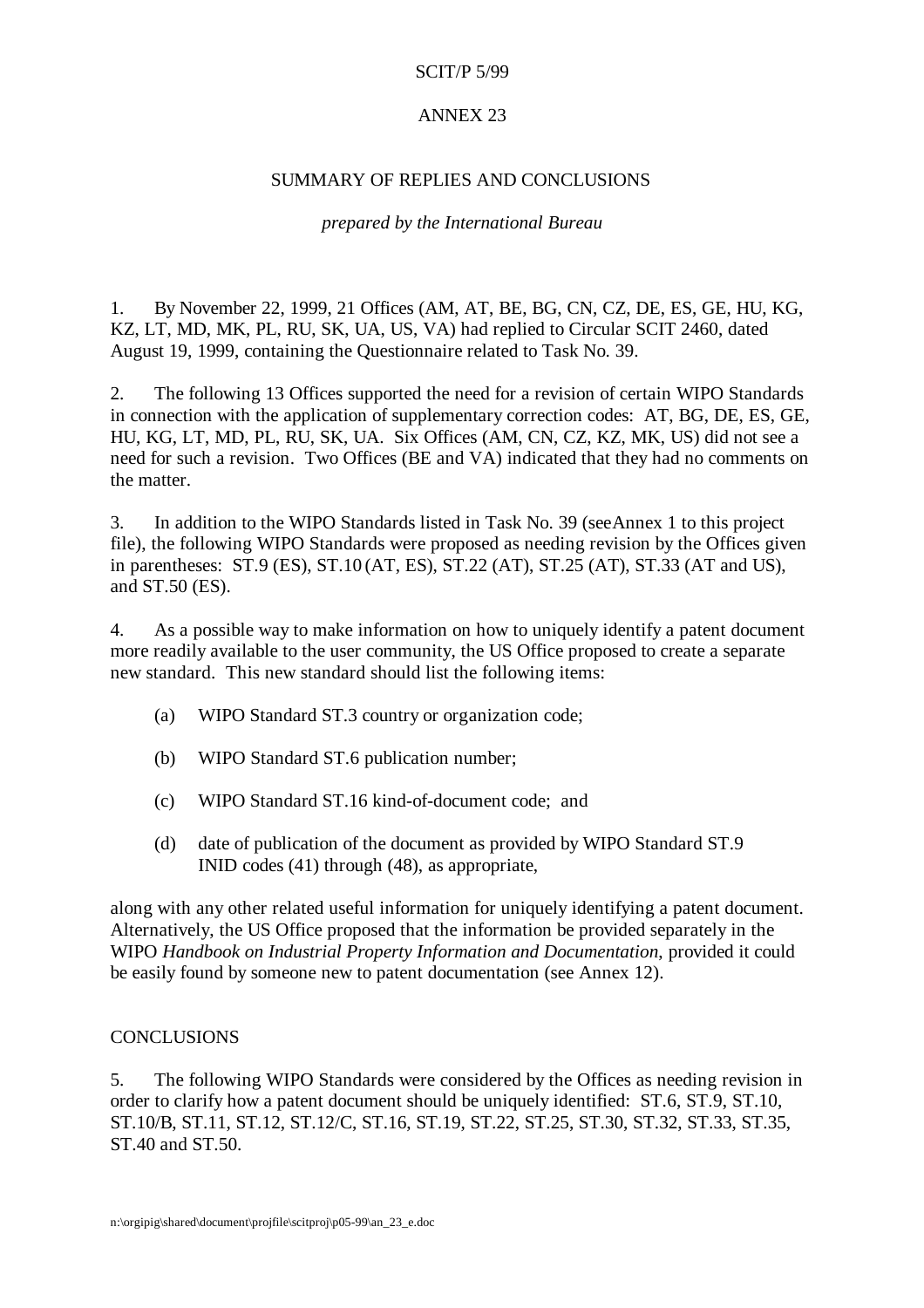SCIT/P 5/99

ANNEX 23

# SUMMARY OF REPLIES AND CONCLUSIONS

*prepared by the International Bureau*

1. By November 22, 1999, 21 Offices (AM, AT, BE, BG, CN, CZ, DE, ES, GE, HU, KG, KZ, LT, MD, MK, PL, RU, SK, UA, US, VA) had replied to Circular SCIT 2460, dated August 19, 1999, containing the Questionnaire related to Task No. 39.

2. The following 13 Offices supported the need for a revision of certain WIPO Standards in connection with the application of supplementary correction codes: AT, BG, DE, ES, GE, HU, KG, LT, MD, PL, RU, SK, UA. Six Offices (AM, CN, CZ, KZ, MK, US) did not see a need for such a revision. Two Offices (BE and VA) indicated that they had no comments on the matter.

3. In addition to the WIPO Standards listed in Task No. 39 (seeAnnex 1 to this project file), the following WIPO Standards were proposed as needing revision by the Offices given in parentheses: ST.9 (ES), ST.10 (AT, ES), ST.22 (AT), ST.25 (AT), ST.33 (AT and US), and ST.50 (ES).

4. As a possible way to make information on how to uniquely identify a patent document more readily available to the user community, the US Office proposed to create a separate new standard. This new standard should list the following items:

(a) WIPO Standard ST.3 country or organization code;

(b) WIPO Standard ST.6 publication number;

(c) WIPO Standard ST.16 kind-of-document code; and

(d) date of publication of the document as provided by WIPO Standard ST.9 INID codes (41) through (48), as appropriate,

along with any other related useful information for uniquely identifying a patent document. Alternatively, the US Office proposed that the information be provided separately in the WIPO *Handbook on Industrial Property Information and Documentation*, provided it could be easily found by someone new to patent documentation (see Annex 12).

## CONCLUSIONS

5. The following WIPO Standards were considered by the Offices as needing revision in order to clarify how a patent document should be uniquely identified: ST.6, ST.9, ST.10, ST.10/B, ST.11, ST.12, ST.12/C, ST.16, ST.19, ST.22, ST.25, ST.30, ST.32, ST.33, ST.35, ST.40 and ST.50.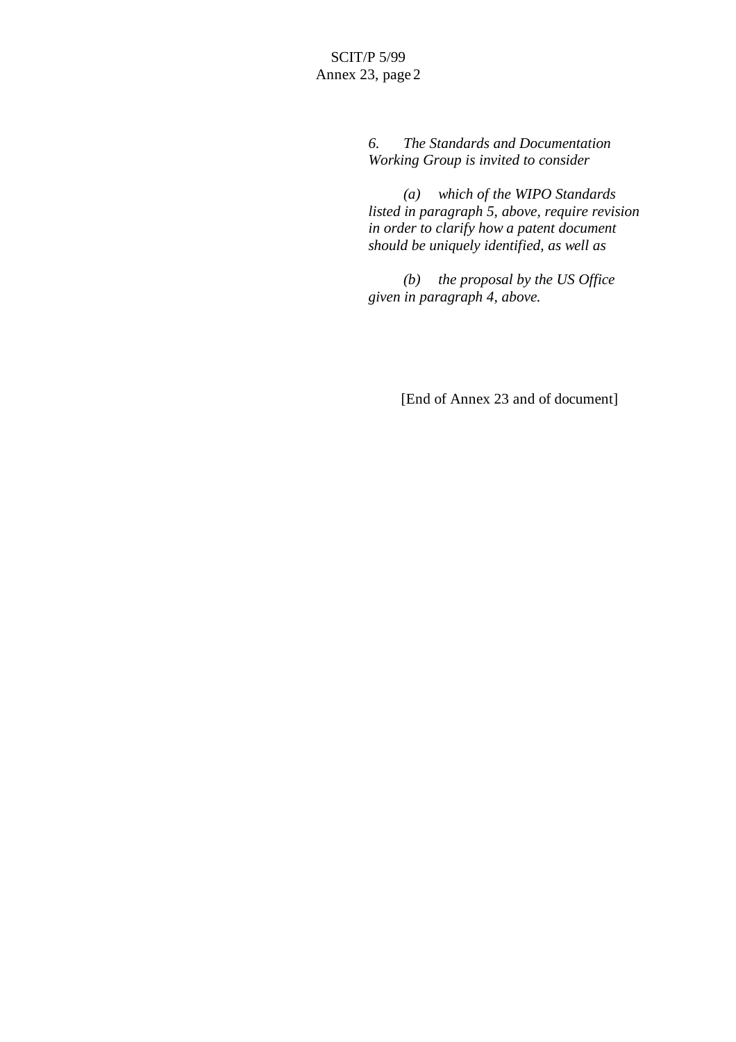*6. The Standards and Documentation Working Group is invited to consider*

*(a) which of the WIPO Standards listed in paragraph 5, above, require revision in order to clarify how a patent document should be uniquely identified, as well as*

*(b) the proposal by the US Office given in paragraph 4, above.*

[End of Annex 23 and of document]